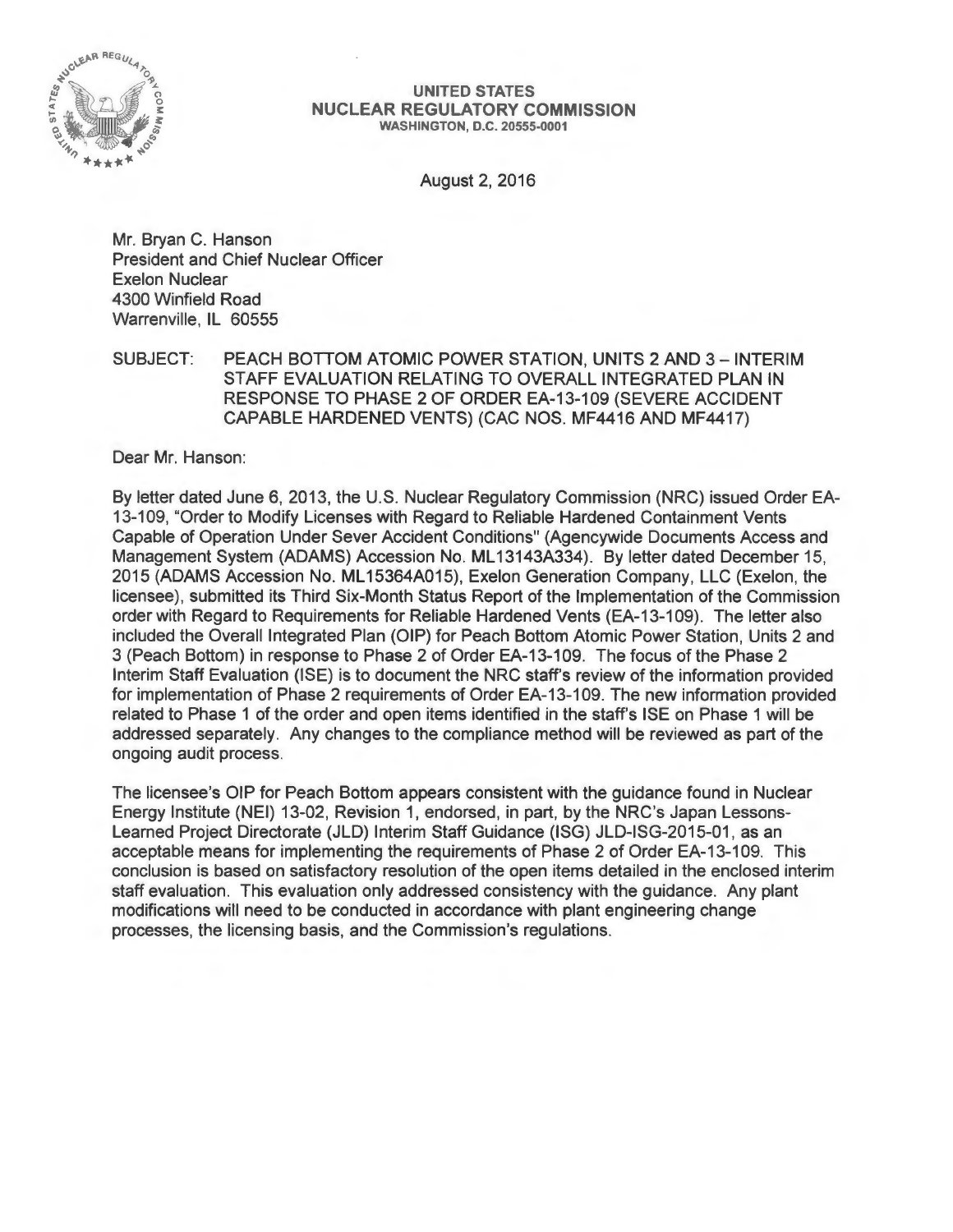**UNITED STATES**
**NUCLEAR REGULATORY COMMISSION**
**WASHINGTON, D.C. 20555-0001**

August 2, 2016

Mr. Bryan C. Hanson
President and Chief Nuclear Officer
Exelon Nuclear
4300 Winfield Road
Warrenville, IL 60555

SUBJECT: PEACH BOTTOM ATOMIC POWER STATION, UNITS 2 AND 3 – INTERIM STAFF EVALUATION RELATING TO OVERALL INTEGRATED PLAN IN RESPONSE TO PHASE 2 OF ORDER EA-13-109 (SEVERE ACCIDENT CAPABLE HARDENED VENTS) (CAC NOS. MF4416 AND MF4417)

Dear Mr. Hanson:

By letter dated June 6, 2013, the U.S. Nuclear Regulatory Commission (NRC) issued Order EA-13-109, "Order to Modify Licenses with Regard to Reliable Hardened Containment Vents Capable of Operation Under Sever Accident Conditions" (Agencywide Documents Access and Management System (ADAMS) Accession No. ML13143A334). By letter dated December 15, 2015 (ADAMS Accession No. ML15364A015), Exelon Generation Company, LLC (Exelon, the licensee), submitted its Third Six-Month Status Report of the Implementation of the Commission order with Regard to Requirements for Reliable Hardened Vents (EA-13-109). The letter also included the Overall Integrated Plan (OIP) for Peach Bottom Atomic Power Station, Units 2 and 3 (Peach Bottom) in response to Phase 2 of Order EA-13-109. The focus of the Phase 2 Interim Staff Evaluation (ISE) is to document the NRC staff's review of the information provided for implementation of Phase 2 requirements of Order EA-13-109. The new information provided related to Phase 1 of the order and open items identified in the staff's ISE on Phase 1 will be addressed separately. Any changes to the compliance method will be reviewed as part of the ongoing audit process.

The licensee's OIP for Peach Bottom appears consistent with the guidance found in Nuclear Energy Institute (NEI) 13-02, Revision 1, endorsed, in part, by the NRC's Japan Lessons-Learned Project Directorate (JLD) Interim Staff Guidance (ISG) JLD-ISG-2015-01, as an acceptable means for implementing the requirements of Phase 2 of Order EA-13-109. This conclusion is based on satisfactory resolution of the open items detailed in the enclosed interim staff evaluation. This evaluation only addressed consistency with the guidance. Any plant modifications will need to be conducted in accordance with plant engineering change processes, the licensing basis, and the Commission's regulations.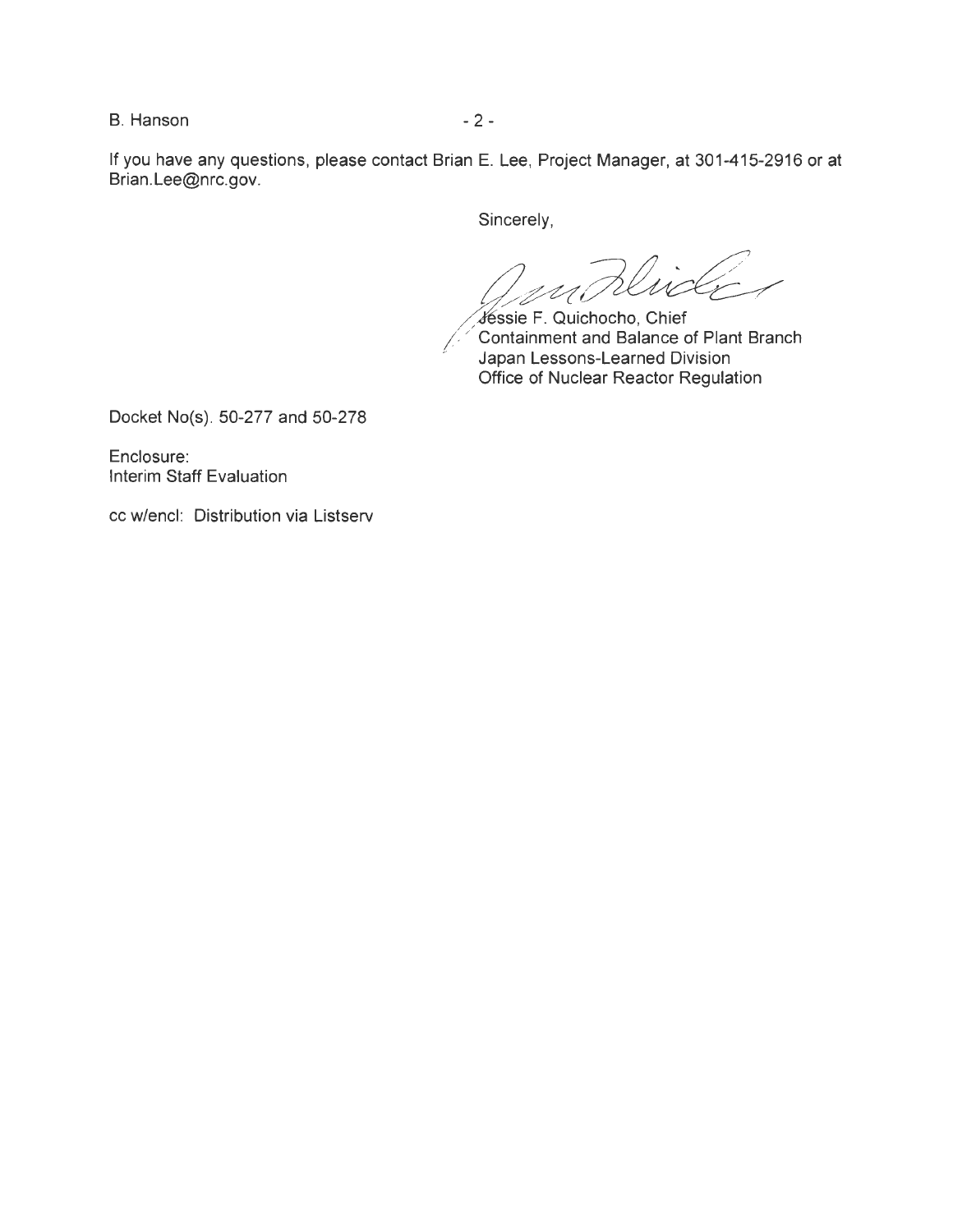If you have any questions, please contact Brian E. Lee, Project Manager, at 301-415-2916 or at Brian.Lee@nrc.gov.

Sincerely,

Jessie F. Quichocho, Chief  
Containment and Balance of Plant Branch  
Japan Lessons-Learned Division  
Office of Nuclear Reactor Regulation

Docket No(s). 50-277 and 50-278

Enclosure:  
Interim Staff Evaluation

cc w/encl: Distribution via Listserv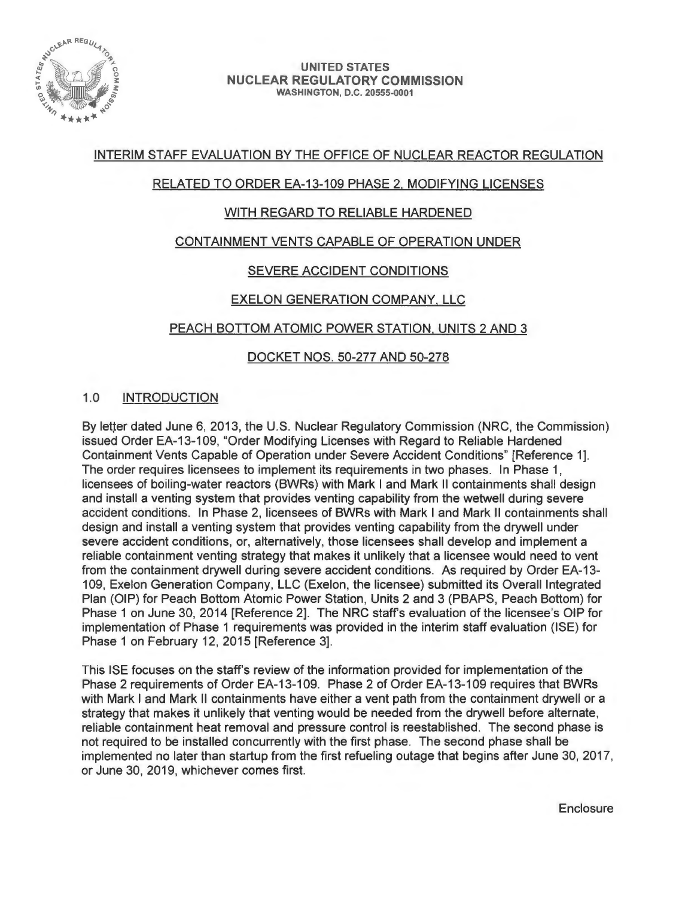UNITED STATES
NUCLEAR REGULATORY COMMISSION
WASHINGTON, D.C. 20555-0001

INTERIM STAFF EVALUATION BY THE OFFICE OF NUCLEAR REACTOR REGULATION

RELATED TO ORDER EA-13-109 PHASE 2, MODIFYING LICENSES

WITH REGARD TO RELIABLE HARDENED

CONTAINMENT VENTS CAPABLE OF OPERATION UNDER

SEVERE ACCIDENT CONDITIONS

EXELON GENERATION COMPANY, LLC

PEACH BOTTOM ATOMIC POWER STATION, UNITS 2 AND 3

DOCKET NOS. 50-277 AND 50-278

## 1.0 INTRODUCTION

By letter dated June 6, 2013, the U.S. Nuclear Regulatory Commission (NRC, the Commission) issued Order EA-13-109, "Order Modifying Licenses with Regard to Reliable Hardened Containment Vents Capable of Operation under Severe Accident Conditions" [Reference 1]. The order requires licensees to implement its requirements in two phases. In Phase 1, licensees of boiling-water reactors (BWRs) with Mark I and Mark II containments shall design and install a venting system that provides venting capability from the wetwell during severe accident conditions. In Phase 2, licensees of BWRs with Mark I and Mark II containments shall design and install a venting system that provides venting capability from the drywell under severe accident conditions, or, alternatively, those licensees shall develop and implement a reliable containment venting strategy that makes it unlikely that a licensee would need to vent from the containment drywell during severe accident conditions. As required by Order EA-13-109, Exelon Generation Company, LLC (Exelon, the licensee) submitted its Overall Integrated Plan (OIP) for Peach Bottom Atomic Power Station, Units 2 and 3 (PBAPS, Peach Bottom) for Phase 1 on June 30, 2014 [Reference 2]. The NRC staff's evaluation of the licensee's OIP for implementation of Phase 1 requirements was provided in the interim staff evaluation (ISE) for Phase 1 on February 12, 2015 [Reference 3].

This ISE focuses on the staff's review of the information provided for implementation of the Phase 2 requirements of Order EA-13-109. Phase 2 of Order EA-13-109 requires that BWRs with Mark I and Mark II containments have either a vent path from the containment drywell or a strategy that makes it unlikely that venting would be needed from the drywell before alternate, reliable containment heat removal and pressure control is reestablished. The second phase is not required to be installed concurrently with the first phase. The second phase shall be implemented no later than startup from the first refueling outage that begins after June 30, 2017, or June 30, 2019, whichever comes first.

Enclosure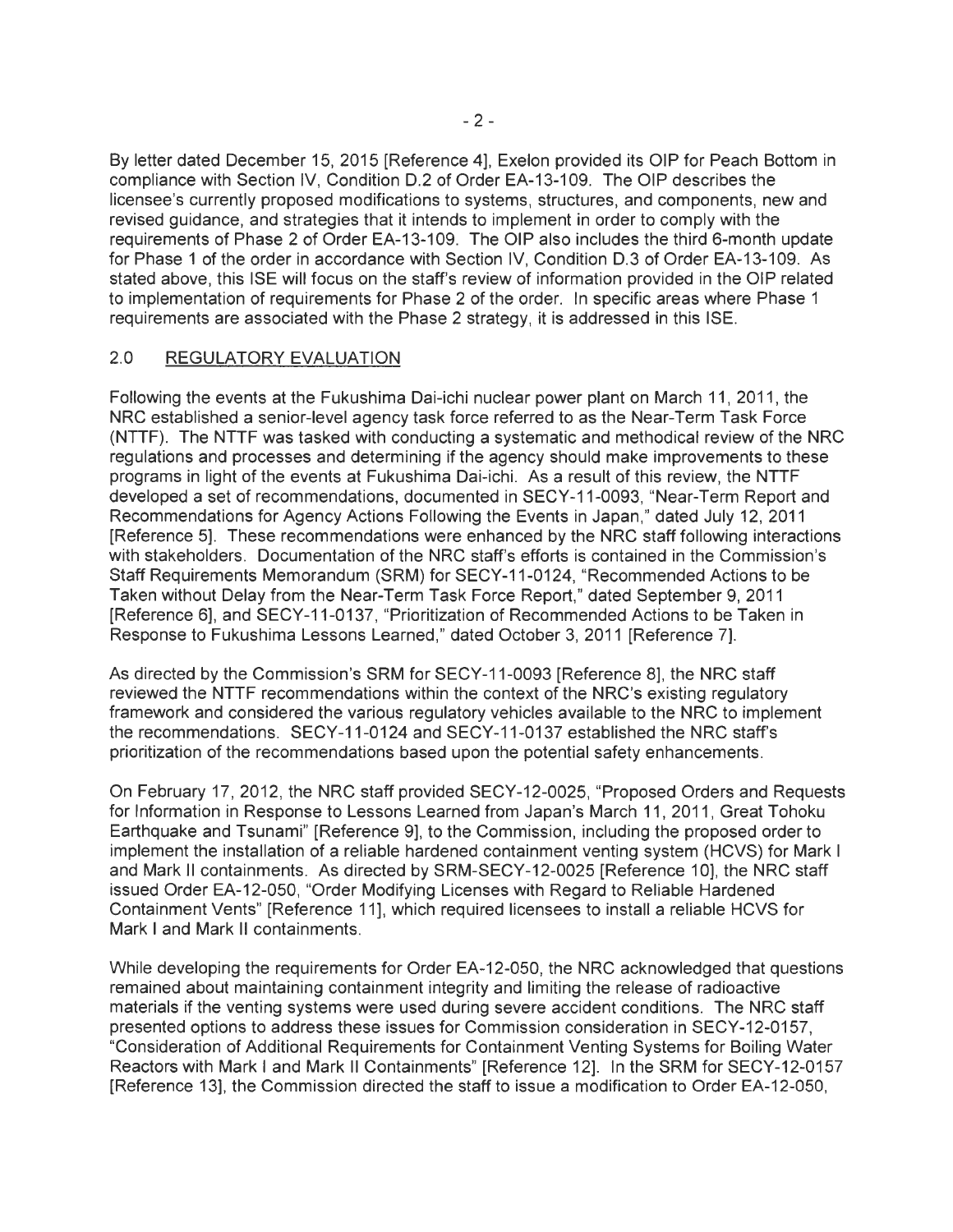By letter dated December 15, 2015 [Reference 4], Exelon provided its OIP for Peach Bottom in compliance with Section IV, Condition D.2 of Order EA-13-109. The OIP describes the licensee's currently proposed modifications to systems, structures, and components, new and revised guidance, and strategies that it intends to implement in order to comply with the requirements of Phase 2 of Order EA-13-109. The OIP also includes the third 6-month update for Phase 1 of the order in accordance with Section IV, Condition D.3 of Order EA-13-109. As stated above, this ISE will focus on the staff's review of information provided in the OIP related to implementation of requirements for Phase 2 of the order. In specific areas where Phase 1 requirements are associated with the Phase 2 strategy, it is addressed in this ISE.

## 2.0 REGULATORY EVALUATION

Following the events at the Fukushima Dai-ichi nuclear power plant on March 11, 2011, the NRC established a senior-level agency task force referred to as the Near-Term Task Force (NTTF). The NTTF was tasked with conducting a systematic and methodical review of the NRC regulations and processes and determining if the agency should make improvements to these programs in light of the events at Fukushima Dai-ichi. As a result of this review, the NTTF developed a set of recommendations, documented in SECY-11-0093, "Near-Term Report and Recommendations for Agency Actions Following the Events in Japan," dated July 12, 2011 [Reference 5]. These recommendations were enhanced by the NRC staff following interactions with stakeholders. Documentation of the NRC staff's efforts is contained in the Commission's Staff Requirements Memorandum (SRM) for SECY-11-0124, "Recommended Actions to be Taken without Delay from the Near-Term Task Force Report," dated September 9, 2011 [Reference 6], and SECY-11-0137, "Prioritization of Recommended Actions to be Taken in Response to Fukushima Lessons Learned," dated October 3, 2011 [Reference 7].

As directed by the Commission's SRM for SECY-11-0093 [Reference 8], the NRC staff reviewed the NTTF recommendations within the context of the NRC's existing regulatory framework and considered the various regulatory vehicles available to the NRC to implement the recommendations. SECY-11-0124 and SECY-11-0137 established the NRC staff's prioritization of the recommendations based upon the potential safety enhancements.

On February 17, 2012, the NRC staff provided SECY-12-0025, "Proposed Orders and Requests for Information in Response to Lessons Learned from Japan's March 11, 2011, Great Tohoku Earthquake and Tsunami" [Reference 9], to the Commission, including the proposed order to implement the installation of a reliable hardened containment venting system (HCVS) for Mark I and Mark II containments. As directed by SRM-SECY-12-0025 [Reference 10], the NRC staff issued Order EA-12-050, "Order Modifying Licenses with Regard to Reliable Hardened Containment Vents" [Reference 11], which required licensees to install a reliable HCVS for Mark I and Mark II containments.

While developing the requirements for Order EA-12-050, the NRC acknowledged that questions remained about maintaining containment integrity and limiting the release of radioactive materials if the venting systems were used during severe accident conditions. The NRC staff presented options to address these issues for Commission consideration in SECY-12-0157, "Consideration of Additional Requirements for Containment Venting Systems for Boiling Water Reactors with Mark I and Mark II Containments" [Reference 12]. In the SRM for SECY-12-0157 [Reference 13], the Commission directed the staff to issue a modification to Order EA-12-050,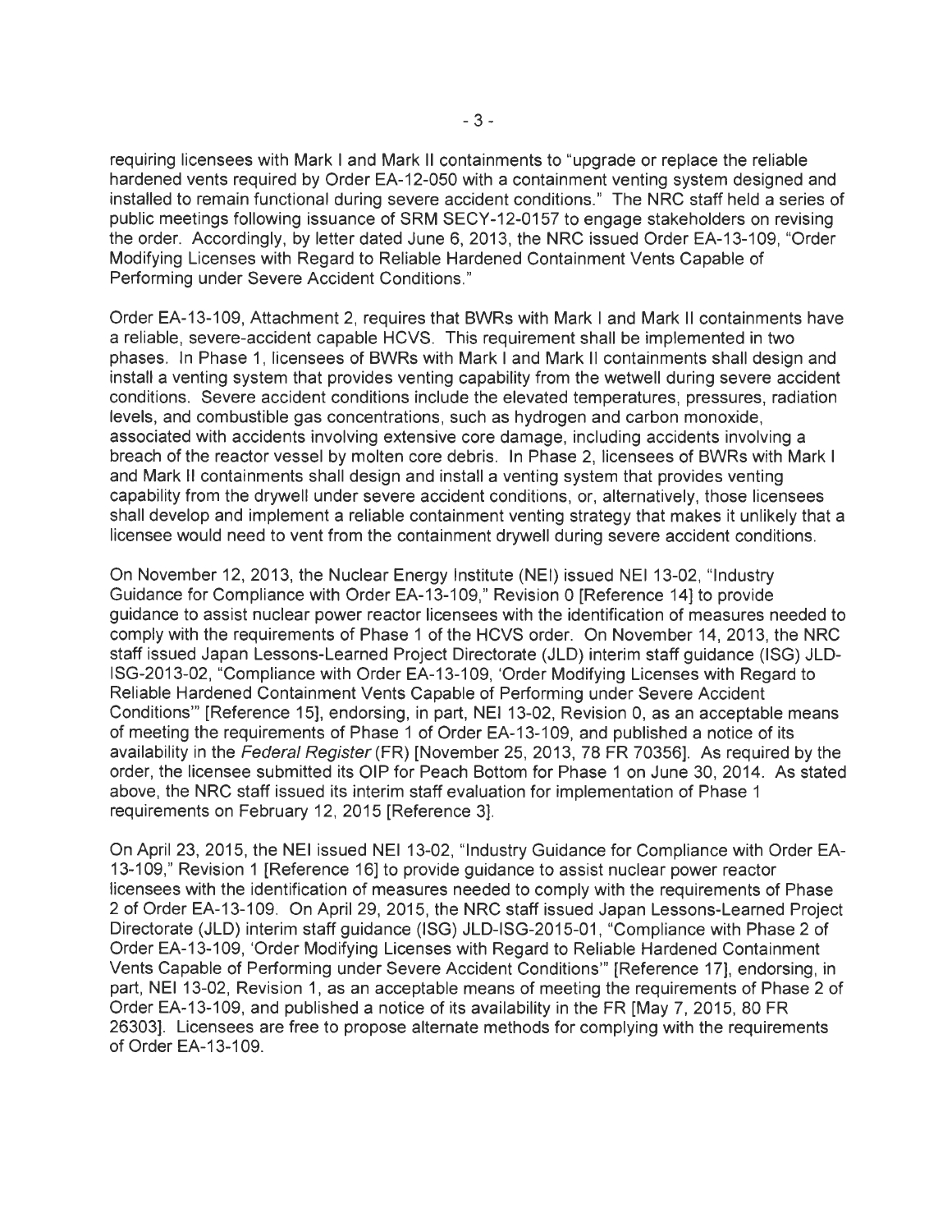requiring licensees with Mark I and Mark II containments to "upgrade or replace the reliable hardened vents required by Order EA-12-050 with a containment venting system designed and installed to remain functional during severe accident conditions." The NRC staff held a series of public meetings following issuance of SRM SECY-12-0157 to engage stakeholders on revising the order. Accordingly, by letter dated June 6, 2013, the NRC issued Order EA-13-109, "Order Modifying Licenses with Regard to Reliable Hardened Containment Vents Capable of Performing under Severe Accident Conditions."

Order EA-13-109, Attachment 2, requires that BWRs with Mark I and Mark II containments have a reliable, severe-accident capable HCVS. This requirement shall be implemented in two phases. In Phase 1, licensees of BWRs with Mark I and Mark II containments shall design and install a venting system that provides venting capability from the wetwell during severe accident conditions. Severe accident conditions include the elevated temperatures, pressures, radiation levels, and combustible gas concentrations, such as hydrogen and carbon monoxide, associated with accidents involving extensive core damage, including accidents involving a breach of the reactor vessel by molten core debris. In Phase 2, licensees of BWRs with Mark I and Mark II containments shall design and install a venting system that provides venting capability from the drywell under severe accident conditions, or, alternatively, those licensees shall develop and implement a reliable containment venting strategy that makes it unlikely that a licensee would need to vent from the containment drywell during severe accident conditions.

On November 12, 2013, the Nuclear Energy Institute (NEI) issued NEI 13-02, "Industry Guidance for Compliance with Order EA-13-109," Revision 0 [Reference 14] to provide guidance to assist nuclear power reactor licensees with the identification of measures needed to comply with the requirements of Phase 1 of the HCVS order. On November 14, 2013, the NRC staff issued Japan Lessons-Learned Project Directorate (JLD) interim staff guidance (ISG) JLD-ISG-2013-02, "Compliance with Order EA-13-109, 'Order Modifying Licenses with Regard to Reliable Hardened Containment Vents Capable of Performing under Severe Accident Conditions'" [Reference 15], endorsing, in part, NEI 13-02, Revision 0, as an acceptable means of meeting the requirements of Phase 1 of Order EA-13-109, and published a notice of its availability in the *Federal Register* (FR) [November 25, 2013, 78 FR 70356]. As required by the order, the licensee submitted its OIP for Peach Bottom for Phase 1 on June 30, 2014. As stated above, the NRC staff issued its interim staff evaluation for implementation of Phase 1 requirements on February 12, 2015 [Reference 3].

On April 23, 2015, the NEI issued NEI 13-02, "Industry Guidance for Compliance with Order EA-13-109," Revision 1 [Reference 16] to provide guidance to assist nuclear power reactor licensees with the identification of measures needed to comply with the requirements of Phase 2 of Order EA-13-109. On April 29, 2015, the NRC staff issued Japan Lessons-Learned Project Directorate (JLD) interim staff guidance (ISG) JLD-ISG-2015-01, "Compliance with Phase 2 of Order EA-13-109, 'Order Modifying Licenses with Regard to Reliable Hardened Containment Vents Capable of Performing under Severe Accident Conditions'" [Reference 17], endorsing, in part, NEI 13-02, Revision 1, as an acceptable means of meeting the requirements of Phase 2 of Order EA-13-109, and published a notice of its availability in the FR [May 7, 2015, 80 FR 26303]. Licensees are free to propose alternate methods for complying with the requirements of Order EA-13-109.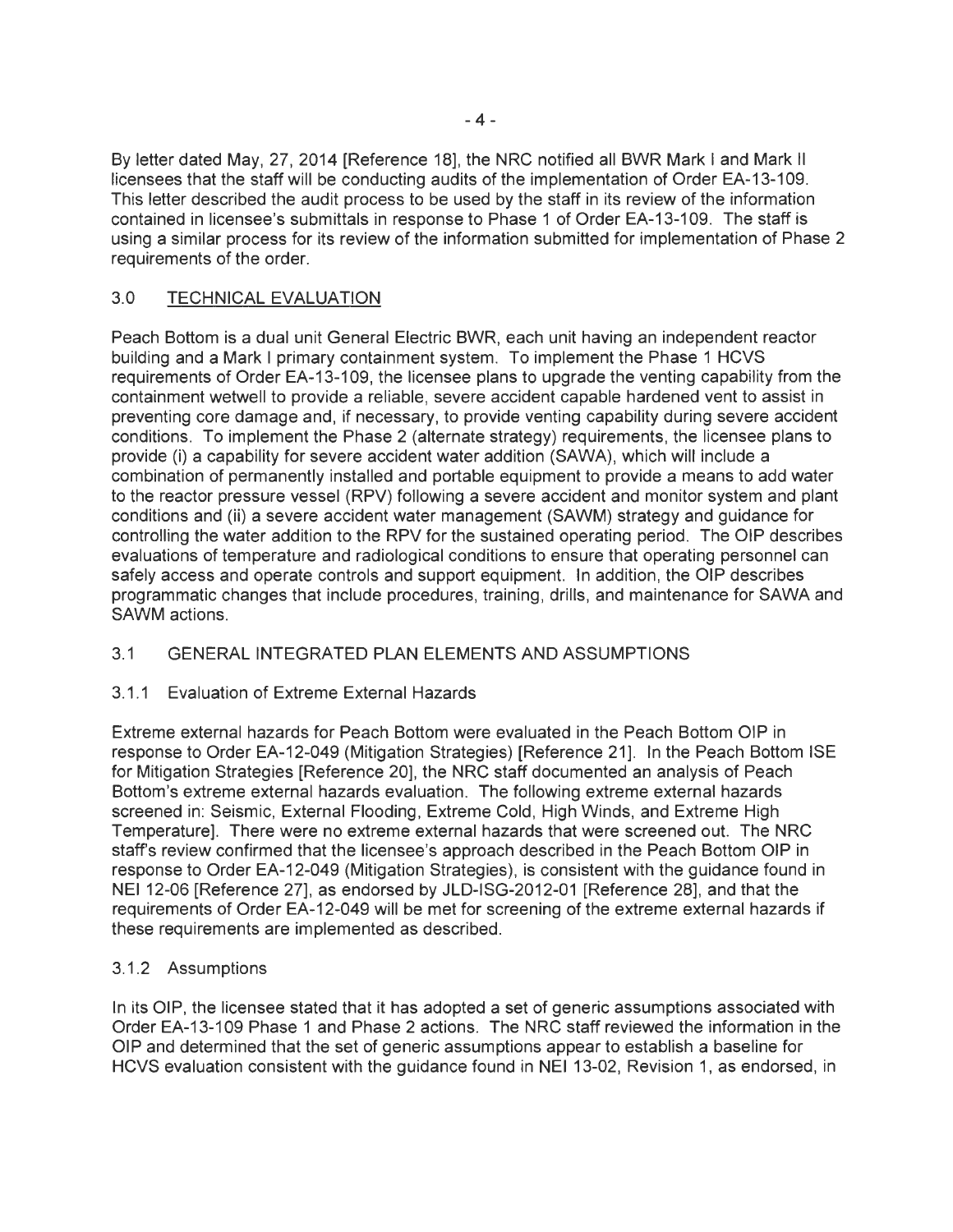By letter dated May, 27, 2014 [Reference 18], the NRC notified all BWR Mark I and Mark II licensees that the staff will be conducting audits of the implementation of Order EA-13-109. This letter described the audit process to be used by the staff in its review of the information contained in licensee's submittals in response to Phase 1 of Order EA-13-109. The staff is using a similar process for its review of the information submitted for implementation of Phase 2 requirements of the order.

## 3.0 TECHNICAL EVALUATION

Peach Bottom is a dual unit General Electric BWR, each unit having an independent reactor building and a Mark I primary containment system. To implement the Phase 1 HCVS requirements of Order EA-13-109, the licensee plans to upgrade the venting capability from the containment wetwell to provide a reliable, severe accident capable hardened vent to assist in preventing core damage and, if necessary, to provide venting capability during severe accident conditions. To implement the Phase 2 (alternate strategy) requirements, the licensee plans to provide (i) a capability for severe accident water addition (SAWA), which will include a combination of permanently installed and portable equipment to provide a means to add water to the reactor pressure vessel (RPV) following a severe accident and monitor system and plant conditions and (ii) a severe accident water management (SAWM) strategy and guidance for controlling the water addition to the RPV for the sustained operating period. The OIP describes evaluations of temperature and radiological conditions to ensure that operating personnel can safely access and operate controls and support equipment. In addition, the OIP describes programmatic changes that include procedures, training, drills, and maintenance for SAWA and SAWM actions.

### 3.1 GENERAL INTEGRATED PLAN ELEMENTS AND ASSUMPTIONS

#### 3.1.1 Evaluation of Extreme External Hazards

Extreme external hazards for Peach Bottom were evaluated in the Peach Bottom OIP in response to Order EA-12-049 (Mitigation Strategies) [Reference 21]. In the Peach Bottom ISE for Mitigation Strategies [Reference 20], the NRC staff documented an analysis of Peach Bottom's extreme external hazards evaluation. The following extreme external hazards screened in: Seismic, External Flooding, Extreme Cold, High Winds, and Extreme High Temperature]. There were no extreme external hazards that were screened out. The NRC staff's review confirmed that the licensee's approach described in the Peach Bottom OIP in response to Order EA-12-049 (Mitigation Strategies), is consistent with the guidance found in NEI 12-06 [Reference 27], as endorsed by JLD-ISG-2012-01 [Reference 28], and that the requirements of Order EA-12-049 will be met for screening of the extreme external hazards if these requirements are implemented as described.

#### 3.1.2 Assumptions

In its OIP, the licensee stated that it has adopted a set of generic assumptions associated with Order EA-13-109 Phase 1 and Phase 2 actions. The NRC staff reviewed the information in the OIP and determined that the set of generic assumptions appear to establish a baseline for HCVS evaluation consistent with the guidance found in NEI 13-02, Revision 1, as endorsed, in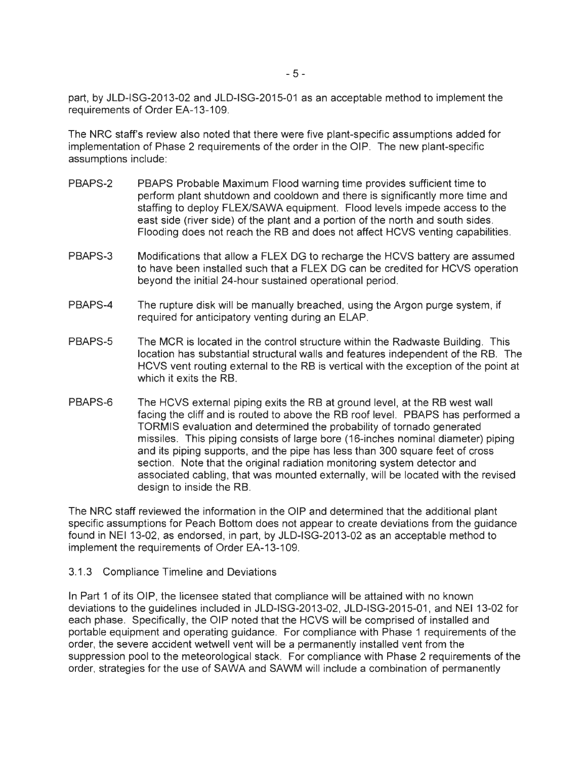part, by JLD-ISG-2013-02 and JLD-ISG-2015-01 as an acceptable method to implement the requirements of Order EA-13-109.

The NRC staff's review also noted that there were five plant-specific assumptions added for implementation of Phase 2 requirements of the order in the OIP. The new plant-specific assumptions include:

- PBAPS-2 PBAPS Probable Maximum Flood warning time provides sufficient time to perform plant shutdown and cooldown and there is significantly more time and staffing to deploy FLEX/SAWA equipment. Flood levels impede access to the east side (river side) of the plant and a portion of the north and south sides. Flooding does not reach the RB and does not affect HCVS venting capabilities.
- PBAPS-3 Modifications that allow a FLEX DG to recharge the HCVS battery are assumed to have been installed such that a FLEX DG can be credited for HCVS operation beyond the initial 24-hour sustained operational period.
- PBAPS-4 The rupture disk will be manually breached, using the Argon purge system, if required for anticipatory venting during an ELAP.
- PBAPS-5 The MCR is located in the control structure within the Radwaste Building. This location has substantial structural walls and features independent of the RB. The HCVS vent routing external to the RB is vertical with the exception of the point at which it exits the RB.
- PBAPS-6 The HCVS external piping exits the RB at ground level, at the RB west wall facing the cliff and is routed to above the RB roof level. PBAPS has performed a TORMIS evaluation and determined the probability of tornado generated missiles. This piping consists of large bore (16-inches nominal diameter) piping and its piping supports, and the pipe has less than 300 square feet of cross section. Note that the original radiation monitoring system detector and associated cabling, that was mounted externally, will be located with the revised design to inside the RB.

The NRC staff reviewed the information in the OIP and determined that the additional plant specific assumptions for Peach Bottom does not appear to create deviations from the guidance found in NEI 13-02, as endorsed, in part, by JLD-ISG-2013-02 as an acceptable method to implement the requirements of Order EA-13-109.

### 3.1.3 Compliance Timeline and Deviations

In Part 1 of its OIP, the licensee stated that compliance will be attained with no known deviations to the guidelines included in JLD-ISG-2013-02, JLD-ISG-2015-01, and NEI 13-02 for each phase. Specifically, the OIP noted that the HCVS will be comprised of installed and portable equipment and operating guidance. For compliance with Phase 1 requirements of the order, the severe accident wetwell vent will be a permanently installed vent from the suppression pool to the meteorological stack. For compliance with Phase 2 requirements of the order, strategies for the use of SAWA and SAWM will include a combination of permanently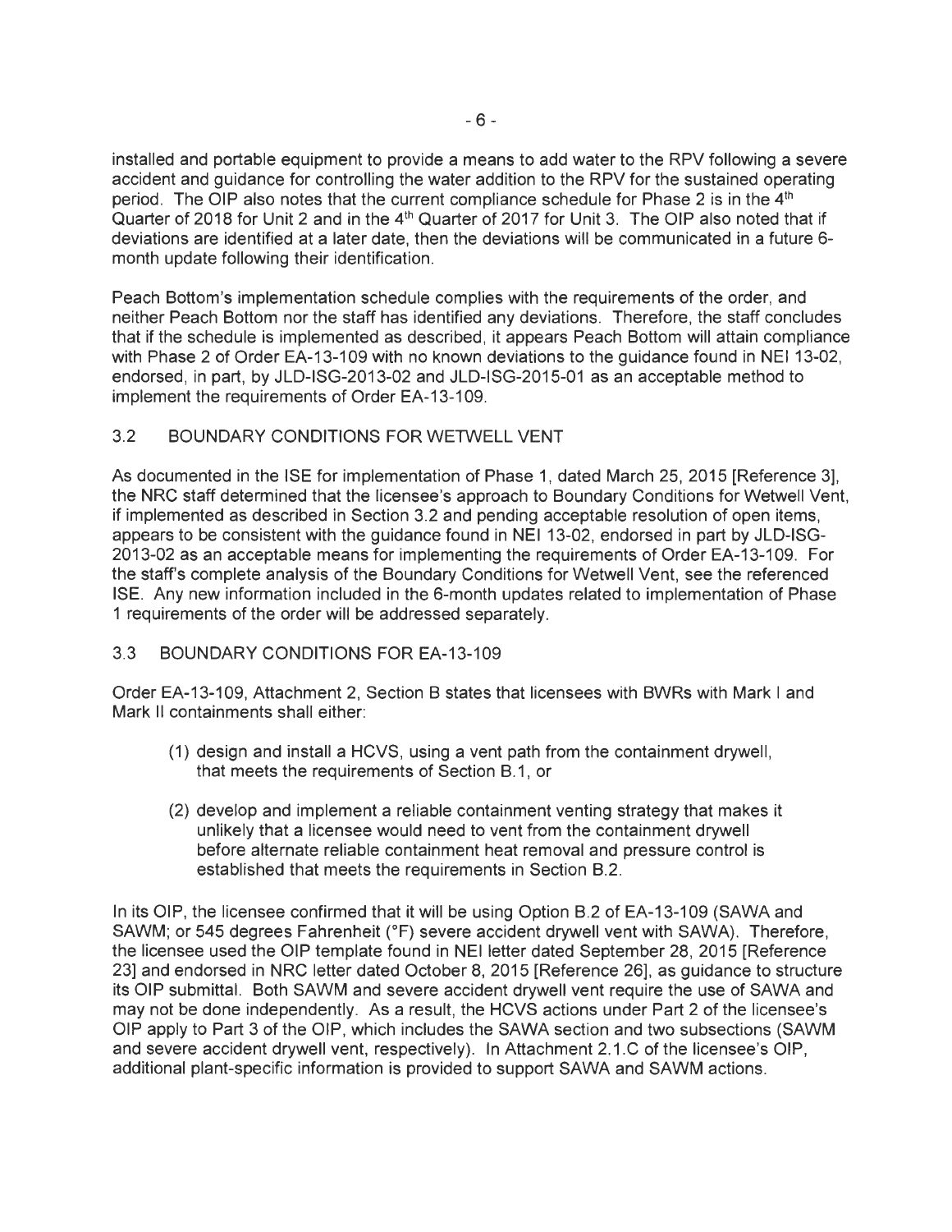installed and portable equipment to provide a means to add water to the RPV following a severe accident and guidance for controlling the water addition to the RPV for the sustained operating period. The OIP also notes that the current compliance schedule for Phase 2 is in the 4th Quarter of 2018 for Unit 2 and in the 4th Quarter of 2017 for Unit 3. The OIP also noted that if deviations are identified at a later date, then the deviations will be communicated in a future 6-month update following their identification.

Peach Bottom's implementation schedule complies with the requirements of the order, and neither Peach Bottom nor the staff has identified any deviations. Therefore, the staff concludes that if the schedule is implemented as described, it appears Peach Bottom will attain compliance with Phase 2 of Order EA-13-109 with no known deviations to the guidance found in NEI 13-02, endorsed, in part, by JLD-ISG-2013-02 and JLD-ISG-2015-01 as an acceptable method to implement the requirements of Order EA-13-109.

## 3.2 BOUNDARY CONDITIONS FOR WETWELL VENT

As documented in the ISE for implementation of Phase 1, dated March 25, 2015 [Reference 3], the NRC staff determined that the licensee's approach to Boundary Conditions for Wetwell Vent, if implemented as described in Section 3.2 and pending acceptable resolution of open items, appears to be consistent with the guidance found in NEI 13-02, endorsed in part by JLD-ISG-2013-02 as an acceptable means for implementing the requirements of Order EA-13-109. For the staff's complete analysis of the Boundary Conditions for Wetwell Vent, see the referenced ISE. Any new information included in the 6-month updates related to implementation of Phase 1 requirements of the order will be addressed separately.

## 3.3 BOUNDARY CONDITIONS FOR EA-13-109

Order EA-13-109, Attachment 2, Section B states that licensees with BWRs with Mark I and Mark II containments shall either:

(1) design and install a HCVS, using a vent path from the containment drywell, that meets the requirements of Section B.1, or

(2) develop and implement a reliable containment venting strategy that makes it unlikely that a licensee would need to vent from the containment drywell before alternate reliable containment heat removal and pressure control is established that meets the requirements in Section B.2.

In its OIP, the licensee confirmed that it will be using Option B.2 of EA-13-109 (SAWA and SAWM; or 545 degrees Fahrenheit (°F) severe accident drywell vent with SAWA). Therefore, the licensee used the OIP template found in NEI letter dated September 28, 2015 [Reference 23] and endorsed in NRC letter dated October 8, 2015 [Reference 26], as guidance to structure its OIP submittal. Both SAWM and severe accident drywell vent require the use of SAWA and may not be done independently. As a result, the HCVS actions under Part 2 of the licensee's OIP apply to Part 3 of the OIP, which includes the SAWA section and two subsections (SAWM and severe accident drywell vent, respectively). In Attachment 2.1.C of the licensee's OIP, additional plant-specific information is provided to support SAWA and SAWM actions.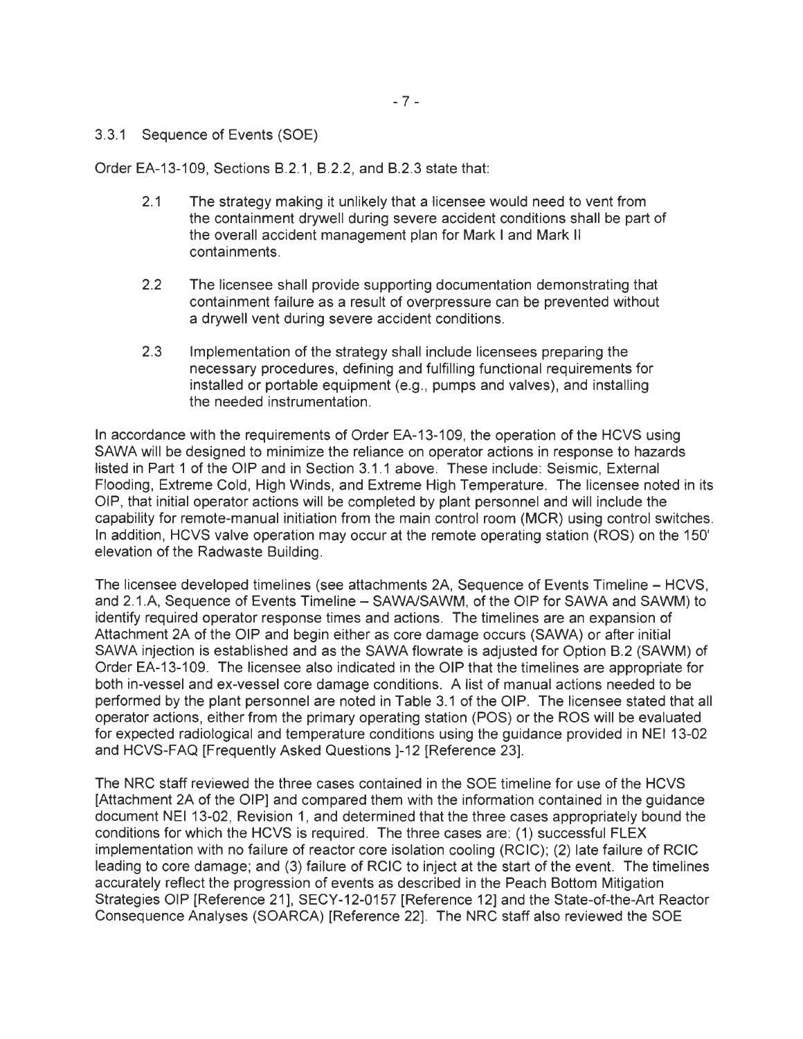### 3.3.1 Sequence of Events (SOE)

Order EA-13-109, Sections B.2.1, B.2.2, and B.2.3 state that:

> 2.1 The strategy making it unlikely that a licensee would need to vent from the containment drywell during severe accident conditions shall be part of the overall accident management plan for Mark I and Mark II containments.
>
> 2.2 The licensee shall provide supporting documentation demonstrating that containment failure as a result of overpressure can be prevented without a drywell vent during severe accident conditions.
>
> 2.3 Implementation of the strategy shall include licensees preparing the necessary procedures, defining and fulfilling functional requirements for installed or portable equipment (e.g., pumps and valves), and installing the needed instrumentation.

In accordance with the requirements of Order EA-13-109, the operation of the HCVS using SAWA will be designed to minimize the reliance on operator actions in response to hazards listed in Part 1 of the OIP and in Section 3.1.1 above. These include: Seismic, External Flooding, Extreme Cold, High Winds, and Extreme High Temperature. The licensee noted in its OIP, that initial operator actions will be completed by plant personnel and will include the capability for remote-manual initiation from the main control room (MCR) using control switches. In addition, HCVS valve operation may occur at the remote operating station (ROS) on the 150' elevation of the Radwaste Building.

The licensee developed timelines (see attachments 2A, Sequence of Events Timeline – HCVS, and 2.1.A, Sequence of Events Timeline – SAWA/SAWM, of the OIP for SAWA and SAWM) to identify required operator response times and actions. The timelines are an expansion of Attachment 2A of the OIP and begin either as core damage occurs (SAWA) or after initial SAWA injection is established and as the SAWA flowrate is adjusted for Option B.2 (SAWM) of Order EA-13-109. The licensee also indicated in the OIP that the timelines are appropriate for both in-vessel and ex-vessel core damage conditions. A list of manual actions needed to be performed by the plant personnel are noted in Table 3.1 of the OIP. The licensee stated that all operator actions, either from the primary operating station (POS) or the ROS will be evaluated for expected radiological and temperature conditions using the guidance provided in NEI 13-02 and HCVS-FAQ [Frequently Asked Questions ]-12 [Reference 23].

The NRC staff reviewed the three cases contained in the SOE timeline for use of the HCVS [Attachment 2A of the OIP] and compared them with the information contained in the guidance document NEI 13-02, Revision 1, and determined that the three cases appropriately bound the conditions for which the HCVS is required. The three cases are: (1) successful FLEX implementation with no failure of reactor core isolation cooling (RCIC); (2) late failure of RCIC leading to core damage; and (3) failure of RCIC to inject at the start of the event. The timelines accurately reflect the progression of events as described in the Peach Bottom Mitigation Strategies OIP [Reference 21], SECY-12-0157 [Reference 12] and the State-of-the-Art Reactor Consequence Analyses (SOARCA) [Reference 22]. The NRC staff also reviewed the SOE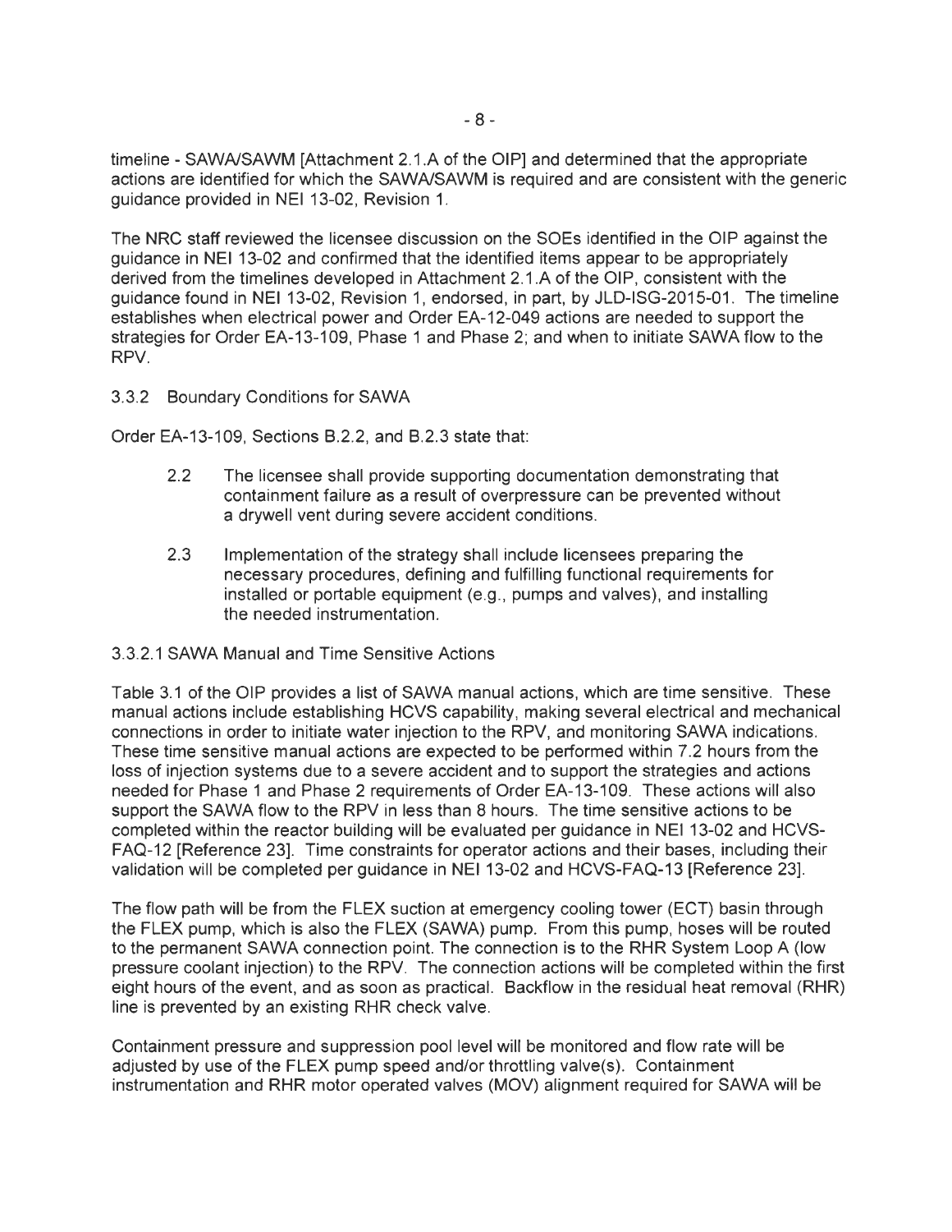timeline - SAWA/SAWM [Attachment 2.1.A of the OIP] and determined that the appropriate actions are identified for which the SAWA/SAWM is required and are consistent with the generic guidance provided in NEI 13-02, Revision 1.

The NRC staff reviewed the licensee discussion on the SOEs identified in the OIP against the guidance in NEI 13-02 and confirmed that the identified items appear to be appropriately derived from the timelines developed in Attachment 2.1.A of the OIP, consistent with the guidance found in NEI 13-02, Revision 1, endorsed, in part, by JLD-ISG-2015-01. The timeline establishes when electrical power and Order EA-12-049 actions are needed to support the strategies for Order EA-13-109, Phase 1 and Phase 2; and when to initiate SAWA flow to the RPV.

### 3.3.2 Boundary Conditions for SAWA

Order EA-13-109, Sections B.2.2, and B.2.3 state that:

> 2.2 The licensee shall provide supporting documentation demonstrating that containment failure as a result of overpressure can be prevented without a drywell vent during severe accident conditions.
>
> 2.3 Implementation of the strategy shall include licensees preparing the necessary procedures, defining and fulfilling functional requirements for installed or portable equipment (e.g., pumps and valves), and installing the needed instrumentation.

#### 3.3.2.1 SAWA Manual and Time Sensitive Actions

Table 3.1 of the OIP provides a list of SAWA manual actions, which are time sensitive. These manual actions include establishing HCVS capability, making several electrical and mechanical connections in order to initiate water injection to the RPV, and monitoring SAWA indications. These time sensitive manual actions are expected to be performed within 7.2 hours from the loss of injection systems due to a severe accident and to support the strategies and actions needed for Phase 1 and Phase 2 requirements of Order EA-13-109. These actions will also support the SAWA flow to the RPV in less than 8 hours. The time sensitive actions to be completed within the reactor building will be evaluated per guidance in NEI 13-02 and HCVS-FAQ-12 [Reference 23]. Time constraints for operator actions and their bases, including their validation will be completed per guidance in NEI 13-02 and HCVS-FAQ-13 [Reference 23].

The flow path will be from the FLEX suction at emergency cooling tower (ECT) basin through the FLEX pump, which is also the FLEX (SAWA) pump. From this pump, hoses will be routed to the permanent SAWA connection point. The connection is to the RHR System Loop A (low pressure coolant injection) to the RPV. The connection actions will be completed within the first eight hours of the event, and as soon as practical. Backflow in the residual heat removal (RHR) line is prevented by an existing RHR check valve.

Containment pressure and suppression pool level will be monitored and flow rate will be adjusted by use of the FLEX pump speed and/or throttling valve(s). Containment instrumentation and RHR motor operated valves (MOV) alignment required for SAWA will be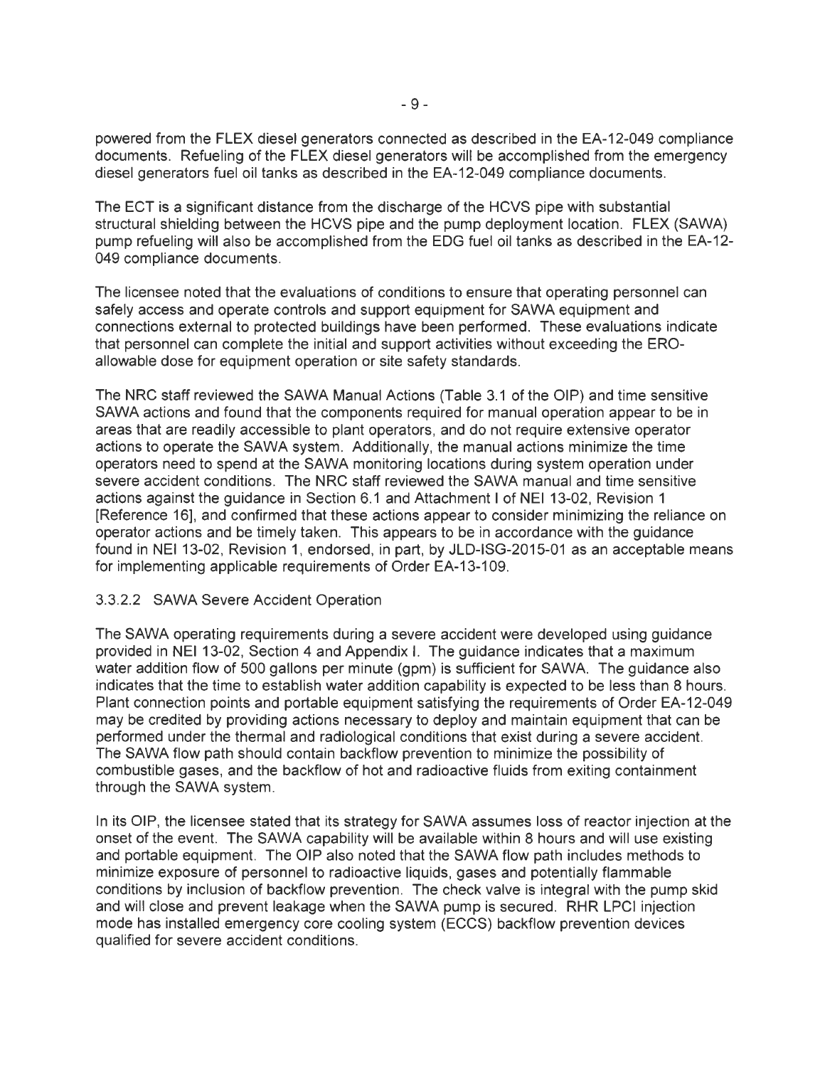powered from the FLEX diesel generators connected as described in the EA-12-049 compliance documents. Refueling of the FLEX diesel generators will be accomplished from the emergency diesel generators fuel oil tanks as described in the EA-12-049 compliance documents.

The ECT is a significant distance from the discharge of the HCVS pipe with substantial structural shielding between the HCVS pipe and the pump deployment location. FLEX (SAWA) pump refueling will also be accomplished from the EDG fuel oil tanks as described in the EA-12-049 compliance documents.

The licensee noted that the evaluations of conditions to ensure that operating personnel can safely access and operate controls and support equipment for SAWA equipment and connections external to protected buildings have been performed. These evaluations indicate that personnel can complete the initial and support activities without exceeding the ERO-allowable dose for equipment operation or site safety standards.

The NRC staff reviewed the SAWA Manual Actions (Table 3.1 of the OIP) and time sensitive SAWA actions and found that the components required for manual operation appear to be in areas that are readily accessible to plant operators, and do not require extensive operator actions to operate the SAWA system. Additionally, the manual actions minimize the time operators need to spend at the SAWA monitoring locations during system operation under severe accident conditions. The NRC staff reviewed the SAWA manual and time sensitive actions against the guidance in Section 6.1 and Attachment I of NEI 13-02, Revision 1 [Reference 16], and confirmed that these actions appear to consider minimizing the reliance on operator actions and be timely taken. This appears to be in accordance with the guidance found in NEI 13-02, Revision 1, endorsed, in part, by JLD-ISG-2015-01 as an acceptable means for implementing applicable requirements of Order EA-13-109.

#### 3.3.2.2 SAWA Severe Accident Operation

The SAWA operating requirements during a severe accident were developed using guidance provided in NEI 13-02, Section 4 and Appendix I. The guidance indicates that a maximum water addition flow of 500 gallons per minute (gpm) is sufficient for SAWA. The guidance also indicates that the time to establish water addition capability is expected to be less than 8 hours. Plant connection points and portable equipment satisfying the requirements of Order EA-12-049 may be credited by providing actions necessary to deploy and maintain equipment that can be performed under the thermal and radiological conditions that exist during a severe accident. The SAWA flow path should contain backflow prevention to minimize the possibility of combustible gases, and the backflow of hot and radioactive fluids from exiting containment through the SAWA system.

In its OIP, the licensee stated that its strategy for SAWA assumes loss of reactor injection at the onset of the event. The SAWA capability will be available within 8 hours and will use existing and portable equipment. The OIP also noted that the SAWA flow path includes methods to minimize exposure of personnel to radioactive liquids, gases and potentially flammable conditions by inclusion of backflow prevention. The check valve is integral with the pump skid and will close and prevent leakage when the SAWA pump is secured. RHR LPCI injection mode has installed emergency core cooling system (ECCS) backflow prevention devices qualified for severe accident conditions.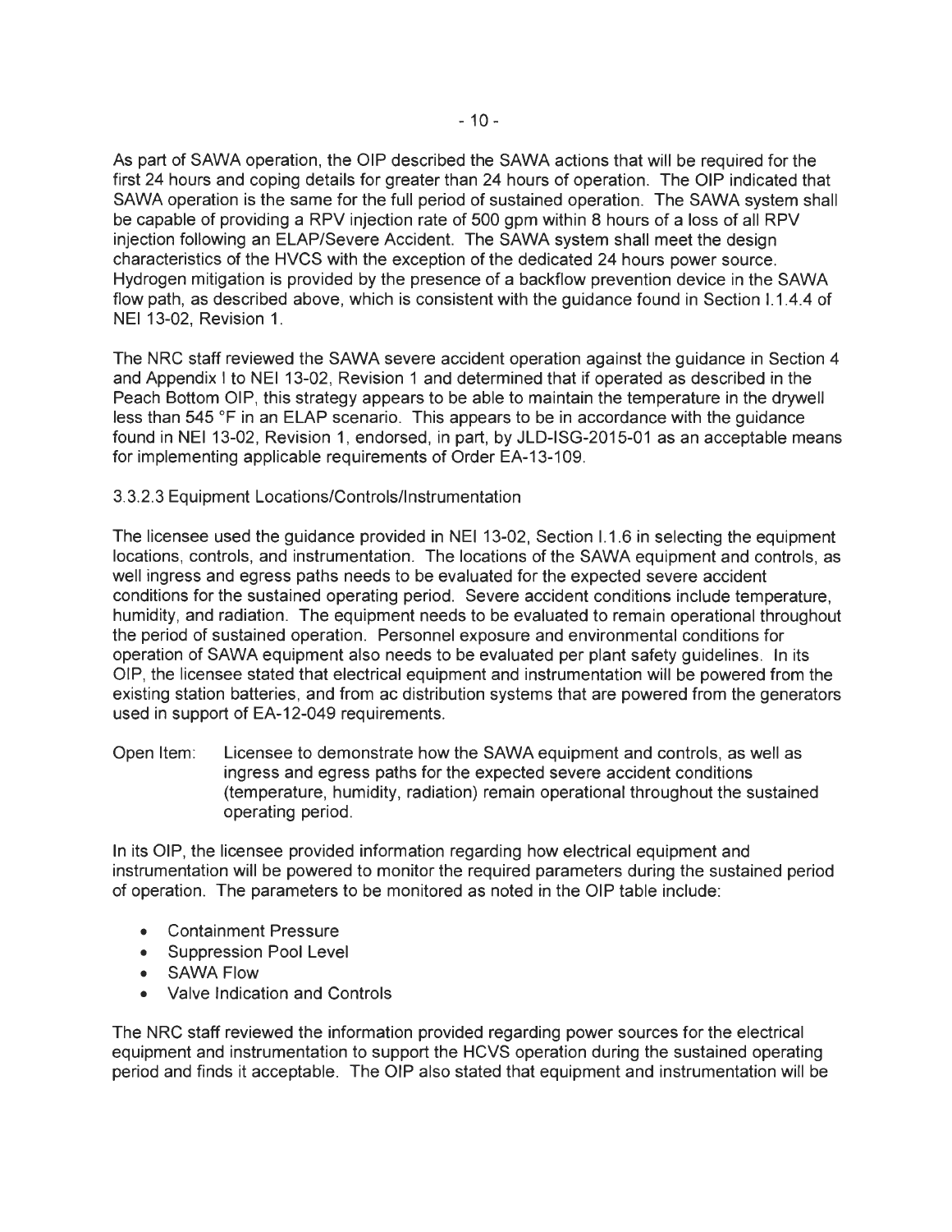As part of SAWA operation, the OIP described the SAWA actions that will be required for the first 24 hours and coping details for greater than 24 hours of operation. The OIP indicated that SAWA operation is the same for the full period of sustained operation. The SAWA system shall be capable of providing a RPV injection rate of 500 gpm within 8 hours of a loss of all RPV injection following an ELAP/Severe Accident. The SAWA system shall meet the design characteristics of the HVCS with the exception of the dedicated 24 hours power source. Hydrogen mitigation is provided by the presence of a backflow prevention device in the SAWA flow path, as described above, which is consistent with the guidance found in Section I.1.4.4 of NEI 13-02, Revision 1.

The NRC staff reviewed the SAWA severe accident operation against the guidance in Section 4 and Appendix I to NEI 13-02, Revision 1 and determined that if operated as described in the Peach Bottom OIP, this strategy appears to be able to maintain the temperature in the drywell less than 545 °F in an ELAP scenario. This appears to be in accordance with the guidance found in NEI 13-02, Revision 1, endorsed, in part, by JLD-ISG-2015-01 as an acceptable means for implementing applicable requirements of Order EA-13-109.

### 3.3.2.3 Equipment Locations/Controls/Instrumentation

The licensee used the guidance provided in NEI 13-02, Section I.1.6 in selecting the equipment locations, controls, and instrumentation. The locations of the SAWA equipment and controls, as well ingress and egress paths needs to be evaluated for the expected severe accident conditions for the sustained operating period. Severe accident conditions include temperature, humidity, and radiation. The equipment needs to be evaluated to remain operational throughout the period of sustained operation. Personnel exposure and environmental conditions for operation of SAWA equipment also needs to be evaluated per plant safety guidelines. In its OIP, the licensee stated that electrical equipment and instrumentation will be powered from the existing station batteries, and from ac distribution systems that are powered from the generators used in support of EA-12-049 requirements.

Open Item: Licensee to demonstrate how the SAWA equipment and controls, as well as ingress and egress paths for the expected severe accident conditions (temperature, humidity, radiation) remain operational throughout the sustained operating period.

In its OIP, the licensee provided information regarding how electrical equipment and instrumentation will be powered to monitor the required parameters during the sustained period of operation. The parameters to be monitored as noted in the OIP table include:

- Containment Pressure
- Suppression Pool Level
- SAWA Flow
- Valve Indication and Controls

The NRC staff reviewed the information provided regarding power sources for the electrical equipment and instrumentation to support the HCVS operation during the sustained operating period and finds it acceptable. The OIP also stated that equipment and instrumentation will be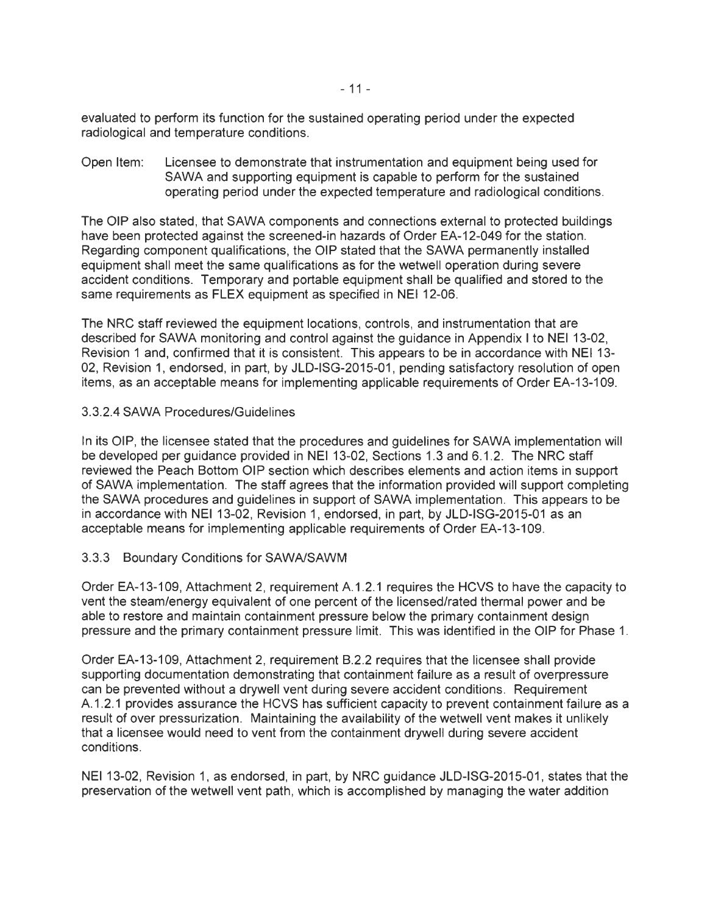evaluated to perform its function for the sustained operating period under the expected radiological and temperature conditions.

Open Item: Licensee to demonstrate that instrumentation and equipment being used for SAWA and supporting equipment is capable to perform for the sustained operating period under the expected temperature and radiological conditions.

The OIP also stated, that SAWA components and connections external to protected buildings have been protected against the screened-in hazards of Order EA-12-049 for the station. Regarding component qualifications, the OIP stated that the SAWA permanently installed equipment shall meet the same qualifications as for the wetwell operation during severe accident conditions. Temporary and portable equipment shall be qualified and stored to the same requirements as FLEX equipment as specified in NEI 12-06.

The NRC staff reviewed the equipment locations, controls, and instrumentation that are described for SAWA monitoring and control against the guidance in Appendix I to NEI 13-02, Revision 1 and, confirmed that it is consistent. This appears to be in accordance with NEI 13-02, Revision 1, endorsed, in part, by JLD-ISG-2015-01, pending satisfactory resolution of open items, as an acceptable means for implementing applicable requirements of Order EA-13-109.

#### 3.3.2.4 SAWA Procedures/Guidelines

In its OIP, the licensee stated that the procedures and guidelines for SAWA implementation will be developed per guidance provided in NEI 13-02, Sections 1.3 and 6.1.2. The NRC staff reviewed the Peach Bottom OIP section which describes elements and action items in support of SAWA implementation. The staff agrees that the information provided will support completing the SAWA procedures and guidelines in support of SAWA implementation. This appears to be in accordance with NEI 13-02, Revision 1, endorsed, in part, by JLD-ISG-2015-01 as an acceptable means for implementing applicable requirements of Order EA-13-109.

### 3.3.3 Boundary Conditions for SAWA/SAWM

Order EA-13-109, Attachment 2, requirement A.1.2.1 requires the HCVS to have the capacity to vent the steam/energy equivalent of one percent of the licensed/rated thermal power and be able to restore and maintain containment pressure below the primary containment design pressure and the primary containment pressure limit. This was identified in the OIP for Phase 1.

Order EA-13-109, Attachment 2, requirement B.2.2 requires that the licensee shall provide supporting documentation demonstrating that containment failure as a result of overpressure can be prevented without a drywell vent during severe accident conditions. Requirement A.1.2.1 provides assurance the HCVS has sufficient capacity to prevent containment failure as a result of over pressurization. Maintaining the availability of the wetwell vent makes it unlikely that a licensee would need to vent from the containment drywell during severe accident conditions.

NEI 13-02, Revision 1, as endorsed, in part, by NRC guidance JLD-ISG-2015-01, states that the preservation of the wetwell vent path, which is accomplished by managing the water addition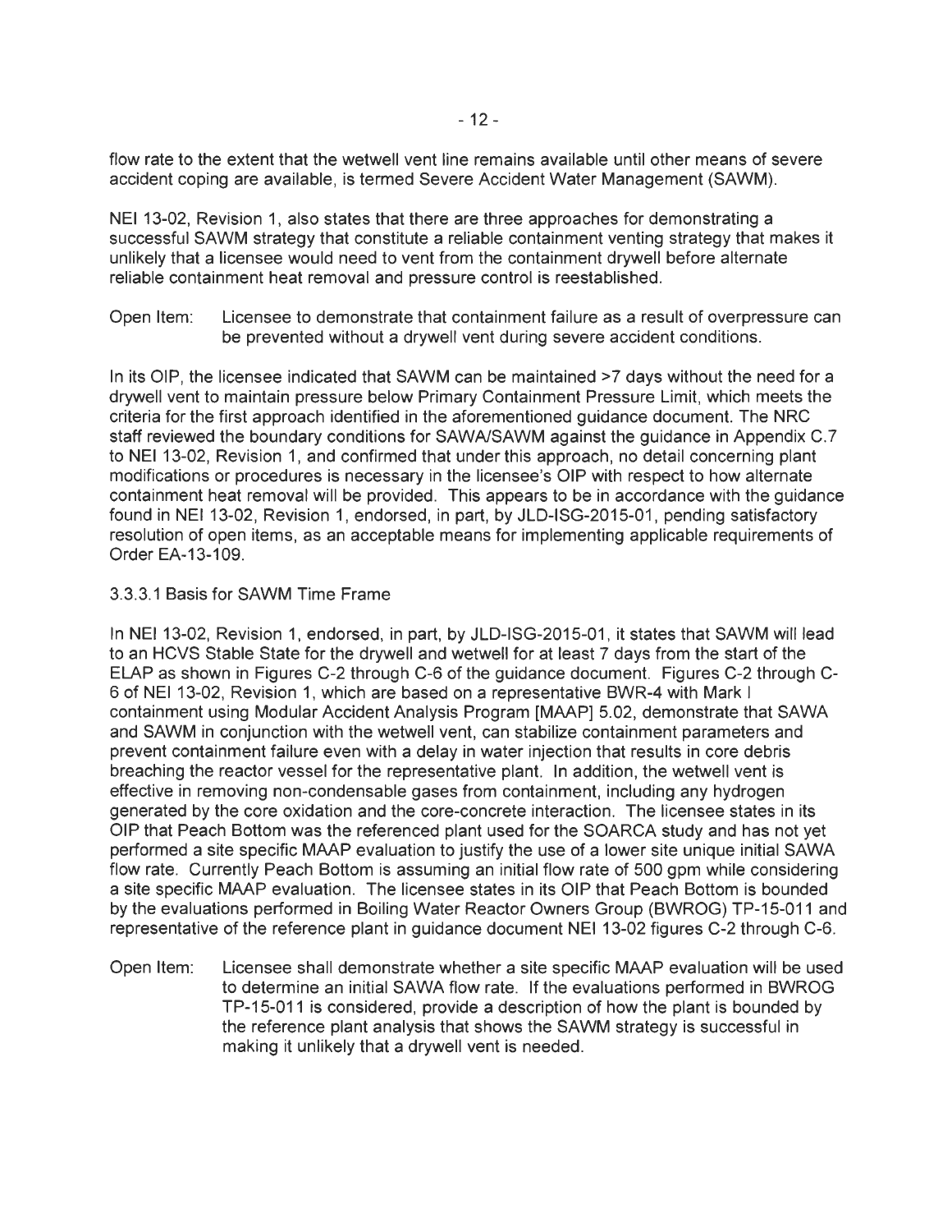flow rate to the extent that the wetwell vent line remains available until other means of severe accident coping are available, is termed Severe Accident Water Management (SAWM).

NEI 13-02, Revision 1, also states that there are three approaches for demonstrating a successful SAWM strategy that constitute a reliable containment venting strategy that makes it unlikely that a licensee would need to vent from the containment drywell before alternate reliable containment heat removal and pressure control is reestablished.

Open Item: Licensee to demonstrate that containment failure as a result of overpressure can be prevented without a drywell vent during severe accident conditions.

In its OIP, the licensee indicated that SAWM can be maintained >7 days without the need for a drywell vent to maintain pressure below Primary Containment Pressure Limit, which meets the criteria for the first approach identified in the aforementioned guidance document. The NRC staff reviewed the boundary conditions for SAWA/SAWM against the guidance in Appendix C.7 to NEI 13-02, Revision 1, and confirmed that under this approach, no detail concerning plant modifications or procedures is necessary in the licensee's OIP with respect to how alternate containment heat removal will be provided. This appears to be in accordance with the guidance found in NEI 13-02, Revision 1, endorsed, in part, by JLD-ISG-2015-01, pending satisfactory resolution of open items, as an acceptable means for implementing applicable requirements of Order EA-13-109.

3.3.3.1 Basis for SAWM Time Frame

In NEI 13-02, Revision 1, endorsed, in part, by JLD-ISG-2015-01, it states that SAWM will lead to an HCVS Stable State for the drywell and wetwell for at least 7 days from the start of the ELAP as shown in Figures C-2 through C-6 of the guidance document. Figures C-2 through C-6 of NEI 13-02, Revision 1, which are based on a representative BWR-4 with Mark I containment using Modular Accident Analysis Program [MAAP] 5.02, demonstrate that SAWA and SAWM in conjunction with the wetwell vent, can stabilize containment parameters and prevent containment failure even with a delay in water injection that results in core debris breaching the reactor vessel for the representative plant. In addition, the wetwell vent is effective in removing non-condensable gases from containment, including any hydrogen generated by the core oxidation and the core-concrete interaction. The licensee states in its OIP that Peach Bottom was the referenced plant used for the SOARCA study and has not yet performed a site specific MAAP evaluation to justify the use of a lower site unique initial SAWA flow rate. Currently Peach Bottom is assuming an initial flow rate of 500 gpm while considering a site specific MAAP evaluation. The licensee states in its OIP that Peach Bottom is bounded by the evaluations performed in Boiling Water Reactor Owners Group (BWROG) TP-15-011 and representative of the reference plant in guidance document NEI 13-02 figures C-2 through C-6.

Open Item: Licensee shall demonstrate whether a site specific MAAP evaluation will be used to determine an initial SAWA flow rate. If the evaluations performed in BWROG TP-15-011 is considered, provide a description of how the plant is bounded by the reference plant analysis that shows the SAWM strategy is successful in making it unlikely that a drywell vent is needed.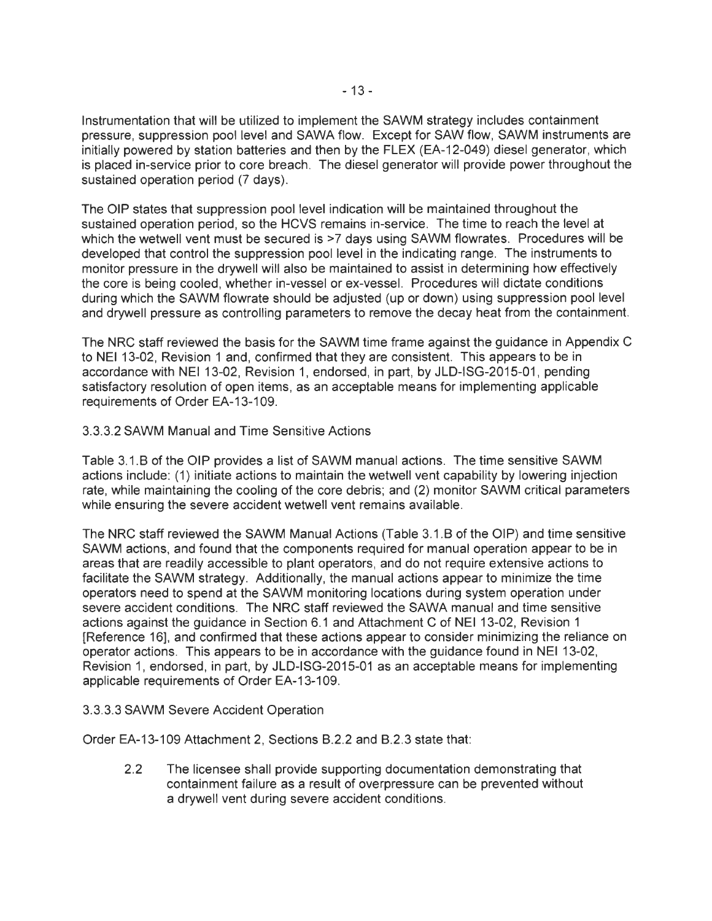Instrumentation that will be utilized to implement the SAWM strategy includes containment pressure, suppression pool level and SAWA flow. Except for SAW flow, SAWM instruments are initially powered by station batteries and then by the FLEX (EA-12-049) diesel generator, which is placed in-service prior to core breach. The diesel generator will provide power throughout the sustained operation period (7 days).

The OIP states that suppression pool level indication will be maintained throughout the sustained operation period, so the HCVS remains in-service. The time to reach the level at which the wetwell vent must be secured is >7 days using SAWM flowrates. Procedures will be developed that control the suppression pool level in the indicating range. The instruments to monitor pressure in the drywell will also be maintained to assist in determining how effectively the core is being cooled, whether in-vessel or ex-vessel. Procedures will dictate conditions during which the SAWM flowrate should be adjusted (up or down) using suppression pool level and drywell pressure as controlling parameters to remove the decay heat from the containment.

The NRC staff reviewed the basis for the SAWM time frame against the guidance in Appendix C to NEI 13-02, Revision 1 and, confirmed that they are consistent. This appears to be in accordance with NEI 13-02, Revision 1, endorsed, in part, by JLD-ISG-2015-01, pending satisfactory resolution of open items, as an acceptable means for implementing applicable requirements of Order EA-13-109.

3.3.3.2 SAWM Manual and Time Sensitive Actions

Table 3.1.B of the OIP provides a list of SAWM manual actions. The time sensitive SAWM actions include: (1) initiate actions to maintain the wetwell vent capability by lowering injection rate, while maintaining the cooling of the core debris; and (2) monitor SAWM critical parameters while ensuring the severe accident wetwell vent remains available.

The NRC staff reviewed the SAWM Manual Actions (Table 3.1.B of the OIP) and time sensitive SAWM actions, and found that the components required for manual operation appear to be in areas that are readily accessible to plant operators, and do not require extensive actions to facilitate the SAWM strategy. Additionally, the manual actions appear to minimize the time operators need to spend at the SAWM monitoring locations during system operation under severe accident conditions. The NRC staff reviewed the SAWA manual and time sensitive actions against the guidance in Section 6.1 and Attachment C of NEI 13-02, Revision 1 [Reference 16], and confirmed that these actions appear to consider minimizing the reliance on operator actions. This appears to be in accordance with the guidance found in NEI 13-02, Revision 1, endorsed, in part, by JLD-ISG-2015-01 as an acceptable means for implementing applicable requirements of Order EA-13-109.

3.3.3.3 SAWM Severe Accident Operation

Order EA-13-109 Attachment 2, Sections B.2.2 and B.2.3 state that:

> 2.2 The licensee shall provide supporting documentation demonstrating that containment failure as a result of overpressure can be prevented without a drywell vent during severe accident conditions.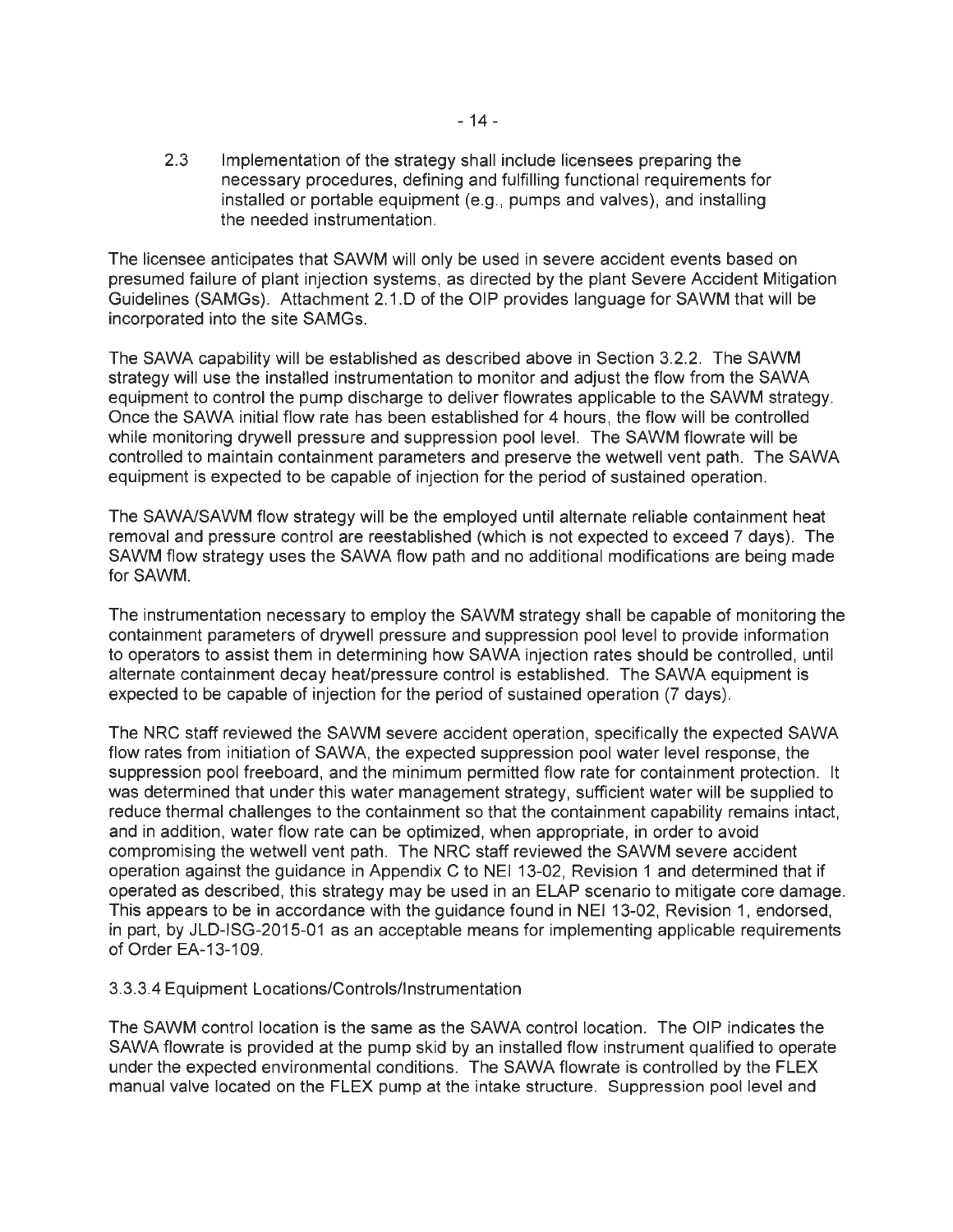2.3 Implementation of the strategy shall include licensees preparing the necessary procedures, defining and fulfilling functional requirements for installed or portable equipment (e.g., pumps and valves), and installing the needed instrumentation.

The licensee anticipates that SAWM will only be used in severe accident events based on presumed failure of plant injection systems, as directed by the plant Severe Accident Mitigation Guidelines (SAMGs). Attachment 2.1.D of the OIP provides language for SAWM that will be incorporated into the site SAMGs.

The SAWA capability will be established as described above in Section 3.2.2. The SAWM strategy will use the installed instrumentation to monitor and adjust the flow from the SAWA equipment to control the pump discharge to deliver flowrates applicable to the SAWM strategy. Once the SAWA initial flow rate has been established for 4 hours, the flow will be controlled while monitoring drywell pressure and suppression pool level. The SAWM flowrate will be controlled to maintain containment parameters and preserve the wetwell vent path. The SAWA equipment is expected to be capable of injection for the period of sustained operation.

The SAWA/SAWM flow strategy will be the employed until alternate reliable containment heat removal and pressure control are reestablished (which is not expected to exceed 7 days). The SAWM flow strategy uses the SAWA flow path and no additional modifications are being made for SAWM.

The instrumentation necessary to employ the SAWM strategy shall be capable of monitoring the containment parameters of drywell pressure and suppression pool level to provide information to operators to assist them in determining how SAWA injection rates should be controlled, until alternate containment decay heat/pressure control is established. The SAWA equipment is expected to be capable of injection for the period of sustained operation (7 days).

The NRC staff reviewed the SAWM severe accident operation, specifically the expected SAWA flow rates from initiation of SAWA, the expected suppression pool water level response, the suppression pool freeboard, and the minimum permitted flow rate for containment protection. It was determined that under this water management strategy, sufficient water will be supplied to reduce thermal challenges to the containment so that the containment capability remains intact, and in addition, water flow rate can be optimized, when appropriate, in order to avoid compromising the wetwell vent path. The NRC staff reviewed the SAWM severe accident operation against the guidance in Appendix C to NEI 13-02, Revision 1 and determined that if operated as described, this strategy may be used in an ELAP scenario to mitigate core damage. This appears to be in accordance with the guidance found in NEI 13-02, Revision 1, endorsed, in part, by JLD-ISG-2015-01 as an acceptable means for implementing applicable requirements of Order EA-13-109.

#### 3.3.3.4 Equipment Locations/Controls/Instrumentation

The SAWM control location is the same as the SAWA control location. The OIP indicates the SAWA flowrate is provided at the pump skid by an installed flow instrument qualified to operate under the expected environmental conditions. The SAWA flowrate is controlled by the FLEX manual valve located on the FLEX pump at the intake structure. Suppression pool level and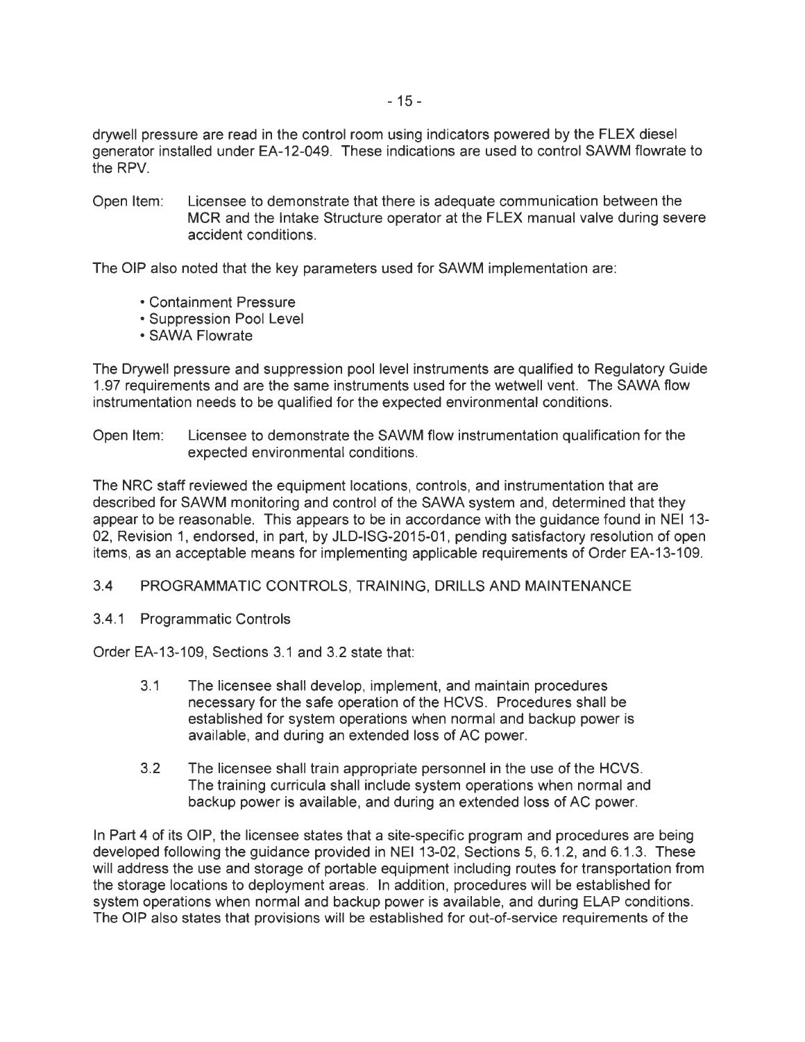drywell pressure are read in the control room using indicators powered by the FLEX diesel generator installed under EA-12-049. These indications are used to control SAWM flowrate to the RPV.

Open Item: Licensee to demonstrate that there is adequate communication between the MCR and the Intake Structure operator at the FLEX manual valve during severe accident conditions.

The OIP also noted that the key parameters used for SAWM implementation are:

- Containment Pressure
- Suppression Pool Level
- SAWA Flowrate

The Drywell pressure and suppression pool level instruments are qualified to Regulatory Guide 1.97 requirements and are the same instruments used for the wetwell vent. The SAWA flow instrumentation needs to be qualified for the expected environmental conditions.

Open Item: Licensee to demonstrate the SAWM flow instrumentation qualification for the expected environmental conditions.

The NRC staff reviewed the equipment locations, controls, and instrumentation that are described for SAWM monitoring and control of the SAWA system and, determined that they appear to be reasonable. This appears to be in accordance with the guidance found in NEI 13-02, Revision 1, endorsed, in part, by JLD-ISG-2015-01, pending satisfactory resolution of open items, as an acceptable means for implementing applicable requirements of Order EA-13-109.

## 3.4 PROGRAMMATIC CONTROLS, TRAINING, DRILLS AND MAINTENANCE

### 3.4.1 Programmatic Controls

Order EA-13-109, Sections 3.1 and 3.2 state that:

> 3.1 The licensee shall develop, implement, and maintain procedures necessary for the safe operation of the HCVS. Procedures shall be established for system operations when normal and backup power is available, and during an extended loss of AC power.
>
> 3.2 The licensee shall train appropriate personnel in the use of the HCVS. The training curricula shall include system operations when normal and backup power is available, and during an extended loss of AC power.

In Part 4 of its OIP, the licensee states that a site-specific program and procedures are being developed following the guidance provided in NEI 13-02, Sections 5, 6.1.2, and 6.1.3. These will address the use and storage of portable equipment including routes for transportation from the storage locations to deployment areas. In addition, procedures will be established for system operations when normal and backup power is available, and during ELAP conditions. The OIP also states that provisions will be established for out-of-service requirements of the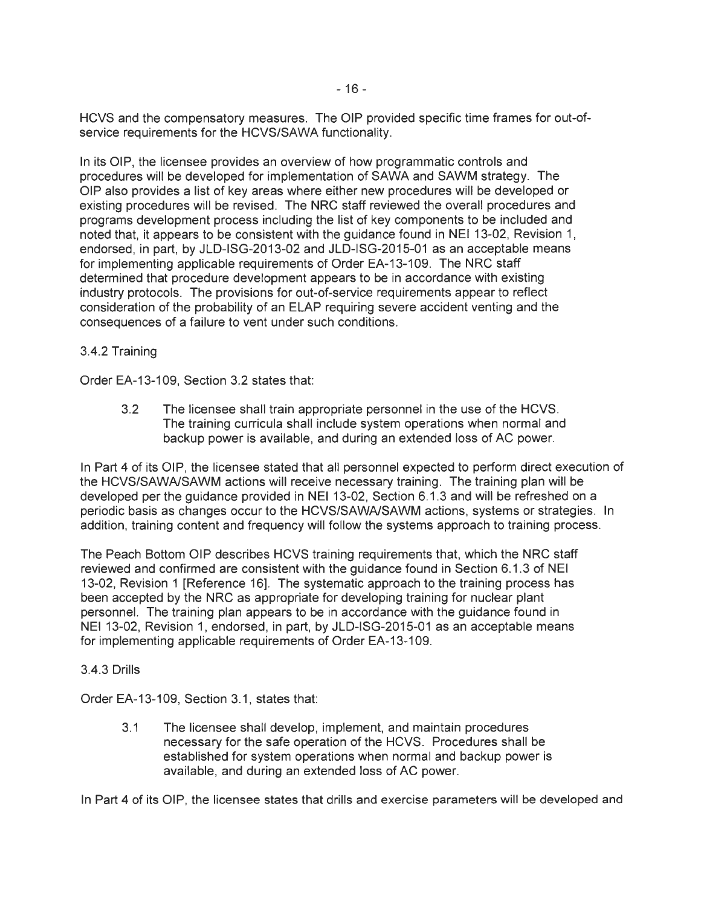HCVS and the compensatory measures. The OIP provided specific time frames for out-of-service requirements for the HCVS/SAWA functionality.

In its OIP, the licensee provides an overview of how programmatic controls and procedures will be developed for implementation of SAWA and SAWM strategy. The OIP also provides a list of key areas where either new procedures will be developed or existing procedures will be revised. The NRC staff reviewed the overall procedures and programs development process including the list of key components to be included and noted that, it appears to be consistent with the guidance found in NEI 13-02, Revision 1, endorsed, in part, by JLD-ISG-2013-02 and JLD-ISG-2015-01 as an acceptable means for implementing applicable requirements of Order EA-13-109. The NRC staff determined that procedure development appears to be in accordance with existing industry protocols. The provisions for out-of-service requirements appear to reflect consideration of the probability of an ELAP requiring severe accident venting and the consequences of a failure to vent under such conditions.

### 3.4.2 Training

Order EA-13-109, Section 3.2 states that:

> 3.2 The licensee shall train appropriate personnel in the use of the HCVS. The training curricula shall include system operations when normal and backup power is available, and during an extended loss of AC power.

In Part 4 of its OIP, the licensee stated that all personnel expected to perform direct execution of the HCVS/SAWA/SAWM actions will receive necessary training. The training plan will be developed per the guidance provided in NEI 13-02, Section 6.1.3 and will be refreshed on a periodic basis as changes occur to the HCVS/SAWA/SAWM actions, systems or strategies. In addition, training content and frequency will follow the systems approach to training process.

The Peach Bottom OIP describes HCVS training requirements that, which the NRC staff reviewed and confirmed are consistent with the guidance found in Section 6.1.3 of NEI 13-02, Revision 1 [Reference 16]. The systematic approach to the training process has been accepted by the NRC as appropriate for developing training for nuclear plant personnel. The training plan appears to be in accordance with the guidance found in NEI 13-02, Revision 1, endorsed, in part, by JLD-ISG-2015-01 as an acceptable means for implementing applicable requirements of Order EA-13-109.

### 3.4.3 Drills

Order EA-13-109, Section 3.1, states that:

> 3.1 The licensee shall develop, implement, and maintain procedures necessary for the safe operation of the HCVS. Procedures shall be established for system operations when normal and backup power is available, and during an extended loss of AC power.

In Part 4 of its OIP, the licensee states that drills and exercise parameters will be developed and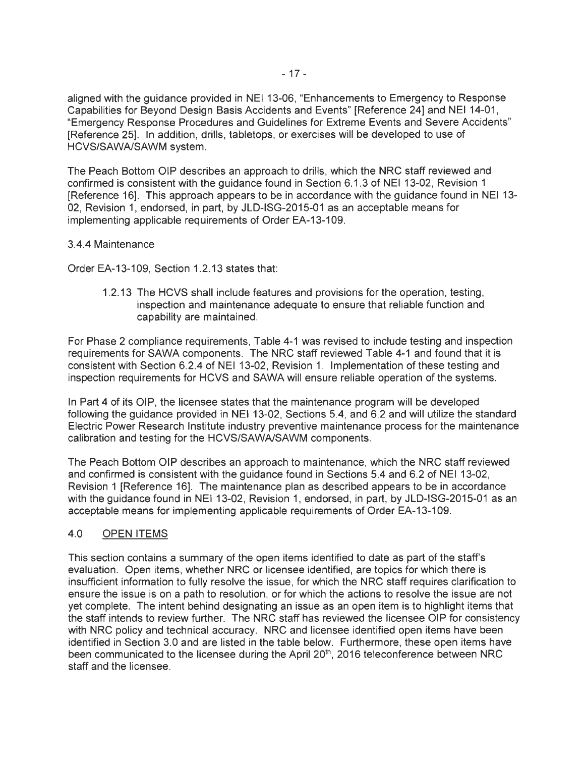aligned with the guidance provided in NEI 13-06, "Enhancements to Emergency to Response Capabilities for Beyond Design Basis Accidents and Events" [Reference 24] and NEI 14-01, "Emergency Response Procedures and Guidelines for Extreme Events and Severe Accidents" [Reference 25]. In addition, drills, tabletops, or exercises will be developed to use of HCVS/SAWA/SAWM system.

The Peach Bottom OIP describes an approach to drills, which the NRC staff reviewed and confirmed is consistent with the guidance found in Section 6.1.3 of NEI 13-02, Revision 1 [Reference 16]. This approach appears to be in accordance with the guidance found in NEI 13-02, Revision 1, endorsed, in part, by JLD-ISG-2015-01 as an acceptable means for implementing applicable requirements of Order EA-13-109.

3.4.4 Maintenance

Order EA-13-109, Section 1.2.13 states that:

> 1.2.13 The HCVS shall include features and provisions for the operation, testing, inspection and maintenance adequate to ensure that reliable function and capability are maintained.

For Phase 2 compliance requirements, Table 4-1 was revised to include testing and inspection requirements for SAWA components. The NRC staff reviewed Table 4-1 and found that it is consistent with Section 6.2.4 of NEI 13-02, Revision 1. Implementation of these testing and inspection requirements for HCVS and SAWA will ensure reliable operation of the systems.

In Part 4 of its OIP, the licensee states that the maintenance program will be developed following the guidance provided in NEI 13-02, Sections 5.4, and 6.2 and will utilize the standard Electric Power Research Institute industry preventive maintenance process for the maintenance calibration and testing for the HCVS/SAWA/SAWM components.

The Peach Bottom OIP describes an approach to maintenance, which the NRC staff reviewed and confirmed is consistent with the guidance found in Sections 5.4 and 6.2 of NEI 13-02, Revision 1 [Reference 16]. The maintenance plan as described appears to be in accordance with the guidance found in NEI 13-02, Revision 1, endorsed, in part, by JLD-ISG-2015-01 as an acceptable means for implementing applicable requirements of Order EA-13-109.

## 4.0 OPEN ITEMS

This section contains a summary of the open items identified to date as part of the staff's evaluation. Open items, whether NRC or licensee identified, are topics for which there is insufficient information to fully resolve the issue, for which the NRC staff requires clarification to ensure the issue is on a path to resolution, or for which the actions to resolve the issue are not yet complete. The intent behind designating an issue as an open item is to highlight items that the staff intends to review further. The NRC staff has reviewed the licensee OIP for consistency with NRC policy and technical accuracy. NRC and licensee identified open items have been identified in Section 3.0 and are listed in the table below. Furthermore, these open items have been communicated to the licensee during the April 20th, 2016 teleconference between NRC staff and the licensee.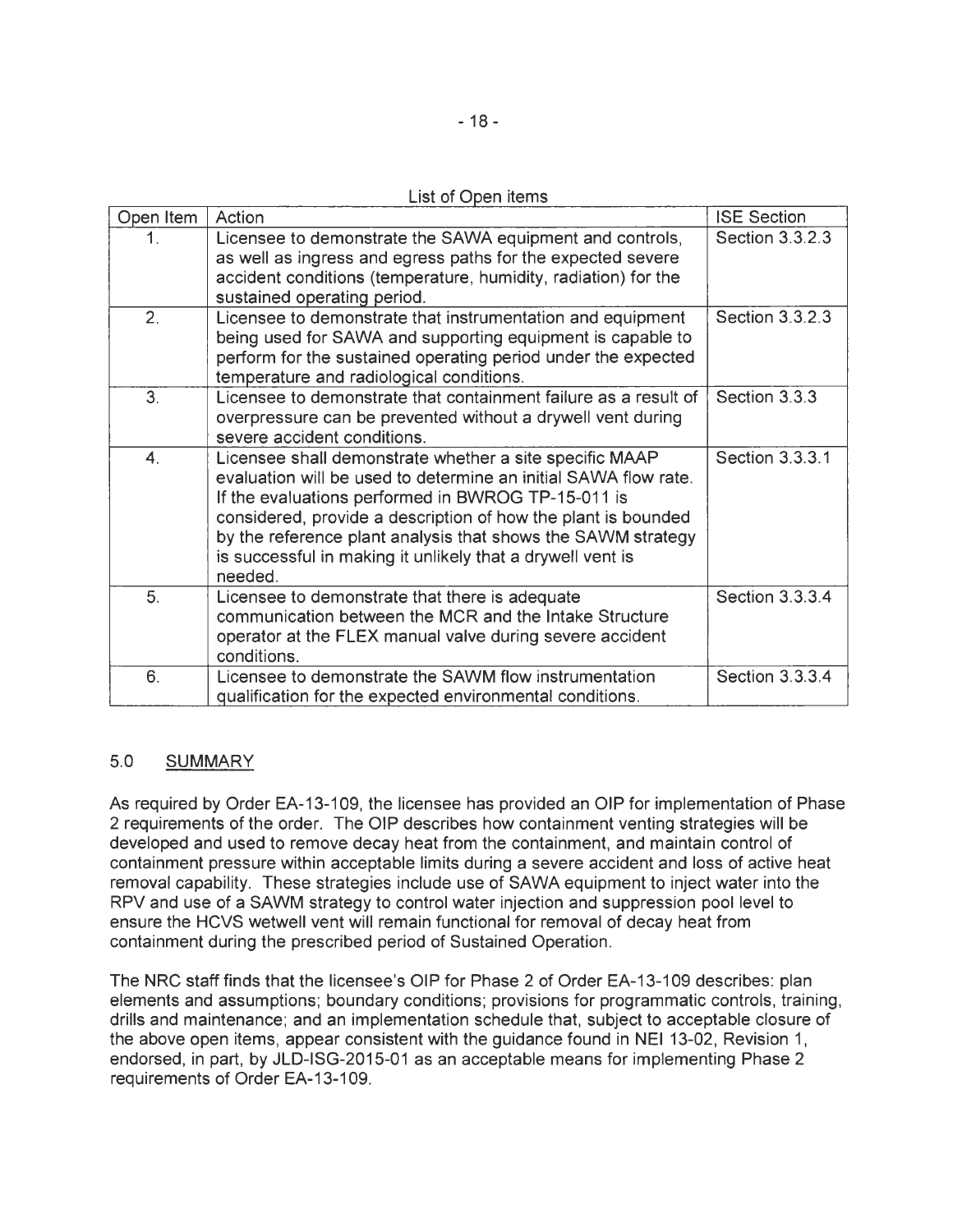List of Open items

| Open Item | Action | ISE Section |
|---|---|---|
| 1. | Licensee to demonstrate the SAWA equipment and controls, as well as ingress and egress paths for the expected severe accident conditions (temperature, humidity, radiation) for the sustained operating period. | Section 3.3.2.3 |
| 2. | Licensee to demonstrate that instrumentation and equipment being used for SAWA and supporting equipment is capable to perform for the sustained operating period under the expected temperature and radiological conditions. | Section 3.3.2.3 |
| 3. | Licensee to demonstrate that containment failure as a result of overpressure can be prevented without a drywell vent during severe accident conditions. | Section 3.3.3 |
| 4. | Licensee shall demonstrate whether a site specific MAAP evaluation will be used to determine an initial SAWA flow rate. If the evaluations performed in BWROG TP-15-011 is considered, provide a description of how the plant is bounded by the reference plant analysis that shows the SAWM strategy is successful in making it unlikely that a drywell vent is needed. | Section 3.3.3.1 |
| 5. | Licensee to demonstrate that there is adequate communication between the MCR and the Intake Structure operator at the FLEX manual valve during severe accident conditions. | Section 3.3.3.4 |
| 6. | Licensee to demonstrate the SAWM flow instrumentation qualification for the expected environmental conditions. | Section 3.3.3.4 |

## 5.0 SUMMARY

As required by Order EA-13-109, the licensee has provided an OIP for implementation of Phase 2 requirements of the order. The OIP describes how containment venting strategies will be developed and used to remove decay heat from the containment, and maintain control of containment pressure within acceptable limits during a severe accident and loss of active heat removal capability. These strategies include use of SAWA equipment to inject water into the RPV and use of a SAWM strategy to control water injection and suppression pool level to ensure the HCVS wetwell vent will remain functional for removal of decay heat from containment during the prescribed period of Sustained Operation.

The NRC staff finds that the licensee's OIP for Phase 2 of Order EA-13-109 describes: plan elements and assumptions; boundary conditions; provisions for programmatic controls, training, drills and maintenance; and an implementation schedule that, subject to acceptable closure of the above open items, appear consistent with the guidance found in NEI 13-02, Revision 1, endorsed, in part, by JLD-ISG-2015-01 as an acceptable means for implementing Phase 2 requirements of Order EA-13-109.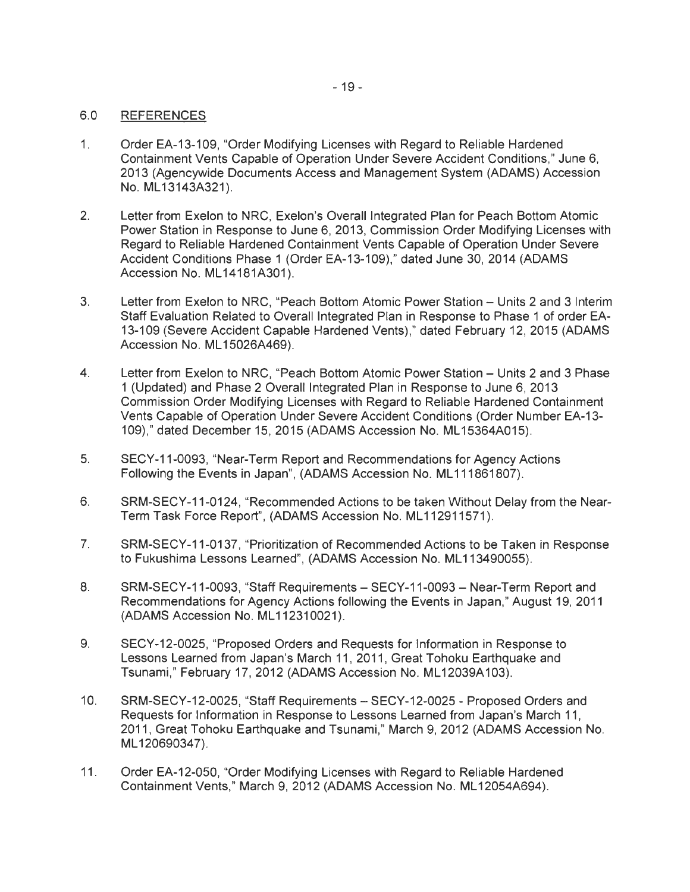## 6.0 REFERENCES

1. Order EA-13-109, "Order Modifying Licenses with Regard to Reliable Hardened Containment Vents Capable of Operation Under Severe Accident Conditions," June 6, 2013 (Agencywide Documents Access and Management System (ADAMS) Accession No. ML13143A321).

2. Letter from Exelon to NRC, Exelon's Overall Integrated Plan for Peach Bottom Atomic Power Station in Response to June 6, 2013, Commission Order Modifying Licenses with Regard to Reliable Hardened Containment Vents Capable of Operation Under Severe Accident Conditions Phase 1 (Order EA-13-109)," dated June 30, 2014 (ADAMS Accession No. ML14181A301).

3. Letter from Exelon to NRC, "Peach Bottom Atomic Power Station – Units 2 and 3 Interim Staff Evaluation Related to Overall Integrated Plan in Response to Phase 1 of order EA-13-109 (Severe Accident Capable Hardened Vents)," dated February 12, 2015 (ADAMS Accession No. ML15026A469).

4. Letter from Exelon to NRC, "Peach Bottom Atomic Power Station – Units 2 and 3 Phase 1 (Updated) and Phase 2 Overall Integrated Plan in Response to June 6, 2013 Commission Order Modifying Licenses with Regard to Reliable Hardened Containment Vents Capable of Operation Under Severe Accident Conditions (Order Number EA-13-109)," dated December 15, 2015 (ADAMS Accession No. ML15364A015).

5. SECY-11-0093, "Near-Term Report and Recommendations for Agency Actions Following the Events in Japan", (ADAMS Accession No. ML111861807).

6. SRM-SECY-11-0124, "Recommended Actions to be taken Without Delay from the Near-Term Task Force Report", (ADAMS Accession No. ML112911571).

7. SRM-SECY-11-0137, "Prioritization of Recommended Actions to be Taken in Response to Fukushima Lessons Learned", (ADAMS Accession No. ML113490055).

8. SRM-SECY-11-0093, "Staff Requirements – SECY-11-0093 – Near-Term Report and Recommendations for Agency Actions following the Events in Japan," August 19, 2011 (ADAMS Accession No. ML112310021).

9. SECY-12-0025, "Proposed Orders and Requests for Information in Response to Lessons Learned from Japan's March 11, 2011, Great Tohoku Earthquake and Tsunami," February 17, 2012 (ADAMS Accession No. ML12039A103).

10. SRM-SECY-12-0025, "Staff Requirements – SECY-12-0025 - Proposed Orders and Requests for Information in Response to Lessons Learned from Japan's March 11, 2011, Great Tohoku Earthquake and Tsunami," March 9, 2012 (ADAMS Accession No. ML120690347).

11. Order EA-12-050, "Order Modifying Licenses with Regard to Reliable Hardened Containment Vents," March 9, 2012 (ADAMS Accession No. ML12054A694).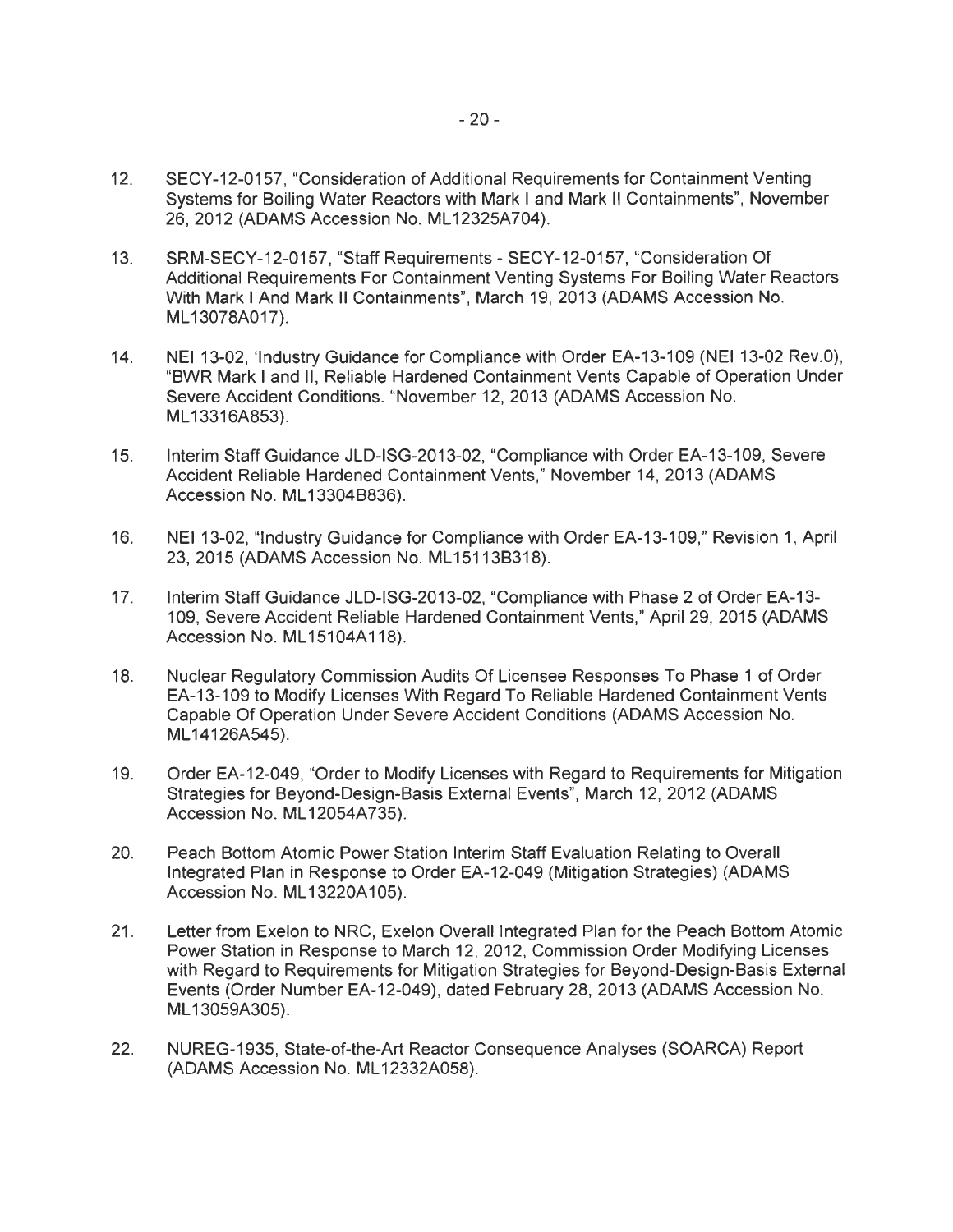12. SECY-12-0157, "Consideration of Additional Requirements for Containment Venting Systems for Boiling Water Reactors with Mark I and Mark II Containments", November 26, 2012 (ADAMS Accession No. ML12325A704).

13. SRM-SECY-12-0157, "Staff Requirements - SECY-12-0157, "Consideration Of Additional Requirements For Containment Venting Systems For Boiling Water Reactors With Mark I And Mark II Containments", March 19, 2013 (ADAMS Accession No. ML13078A017).

14. NEI 13-02, 'Industry Guidance for Compliance with Order EA-13-109 (NEI 13-02 Rev.0), "BWR Mark I and II, Reliable Hardened Containment Vents Capable of Operation Under Severe Accident Conditions. "November 12, 2013 (ADAMS Accession No. ML13316A853).

15. Interim Staff Guidance JLD-ISG-2013-02, "Compliance with Order EA-13-109, Severe Accident Reliable Hardened Containment Vents," November 14, 2013 (ADAMS Accession No. ML13304B836).

16. NEI 13-02, "Industry Guidance for Compliance with Order EA-13-109," Revision 1, April 23, 2015 (ADAMS Accession No. ML15113B318).

17. Interim Staff Guidance JLD-ISG-2013-02, "Compliance with Phase 2 of Order EA-13-109, Severe Accident Reliable Hardened Containment Vents," April 29, 2015 (ADAMS Accession No. ML15104A118).

18. Nuclear Regulatory Commission Audits Of Licensee Responses To Phase 1 of Order EA-13-109 to Modify Licenses With Regard To Reliable Hardened Containment Vents Capable Of Operation Under Severe Accident Conditions (ADAMS Accession No. ML14126A545).

19. Order EA-12-049, "Order to Modify Licenses with Regard to Requirements for Mitigation Strategies for Beyond-Design-Basis External Events", March 12, 2012 (ADAMS Accession No. ML12054A735).

20. Peach Bottom Atomic Power Station Interim Staff Evaluation Relating to Overall Integrated Plan in Response to Order EA-12-049 (Mitigation Strategies) (ADAMS Accession No. ML13220A105).

21. Letter from Exelon to NRC, Exelon Overall Integrated Plan for the Peach Bottom Atomic Power Station in Response to March 12, 2012, Commission Order Modifying Licenses with Regard to Requirements for Mitigation Strategies for Beyond-Design-Basis External Events (Order Number EA-12-049), dated February 28, 2013 (ADAMS Accession No. ML13059A305).

22. NUREG-1935, State-of-the-Art Reactor Consequence Analyses (SOARCA) Report (ADAMS Accession No. ML12332A058).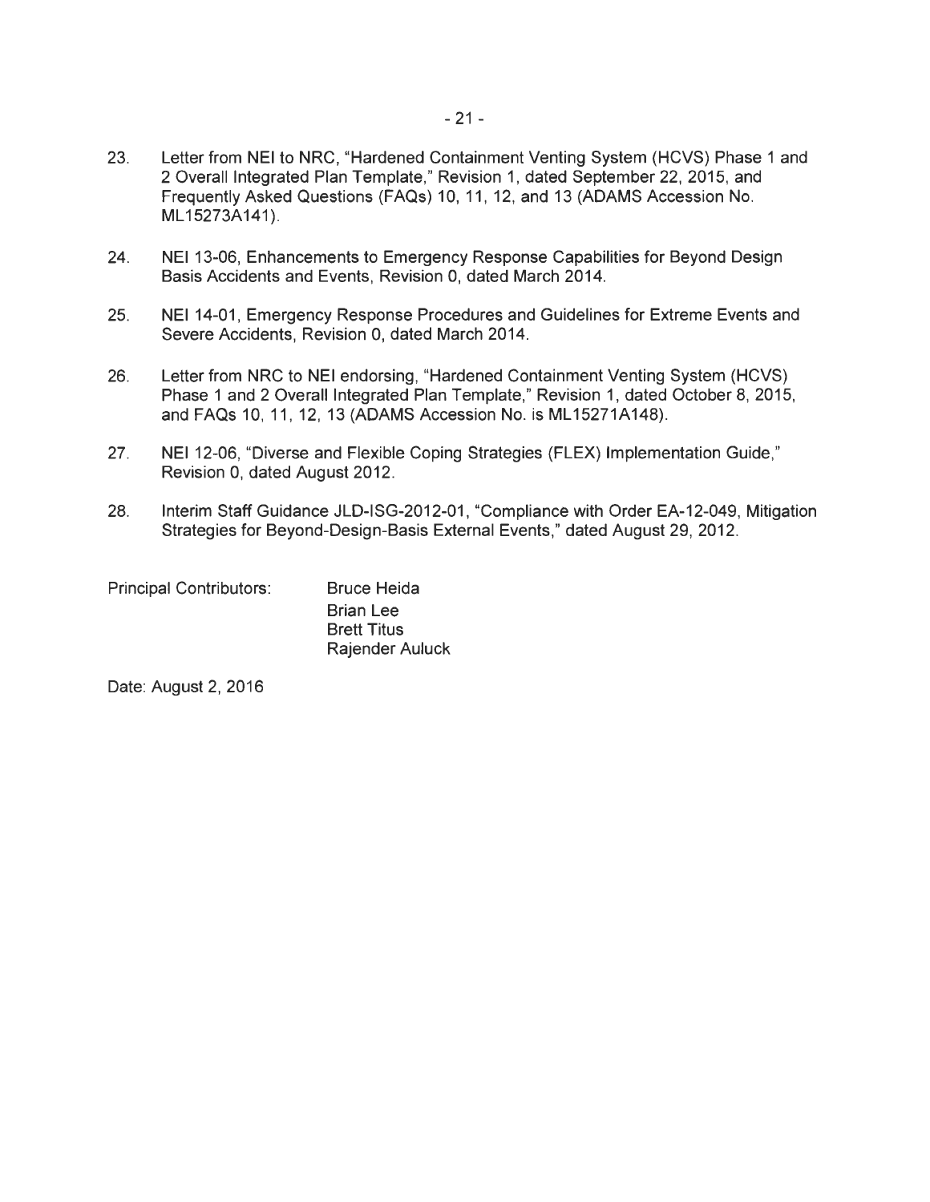23. Letter from NEI to NRC, "Hardened Containment Venting System (HCVS) Phase 1 and 2 Overall Integrated Plan Template," Revision 1, dated September 22, 2015, and Frequently Asked Questions (FAQs) 10, 11, 12, and 13 (ADAMS Accession No. ML15273A141).

24. NEI 13-06, Enhancements to Emergency Response Capabilities for Beyond Design Basis Accidents and Events, Revision 0, dated March 2014.

25. NEI 14-01, Emergency Response Procedures and Guidelines for Extreme Events and Severe Accidents, Revision 0, dated March 2014.

26. Letter from NRC to NEI endorsing, "Hardened Containment Venting System (HCVS) Phase 1 and 2 Overall Integrated Plan Template," Revision 1, dated October 8, 2015, and FAQs 10, 11, 12, 13 (ADAMS Accession No. is ML15271A148).

27. NEI 12-06, "Diverse and Flexible Coping Strategies (FLEX) Implementation Guide," Revision 0, dated August 2012.

28. Interim Staff Guidance JLD-ISG-2012-01, "Compliance with Order EA-12-049, Mitigation Strategies for Beyond-Design-Basis External Events," dated August 29, 2012.

Principal Contributors: Bruce Heida
Brian Lee
Brett Titus
Rajender Auluck

Date: August 2, 2016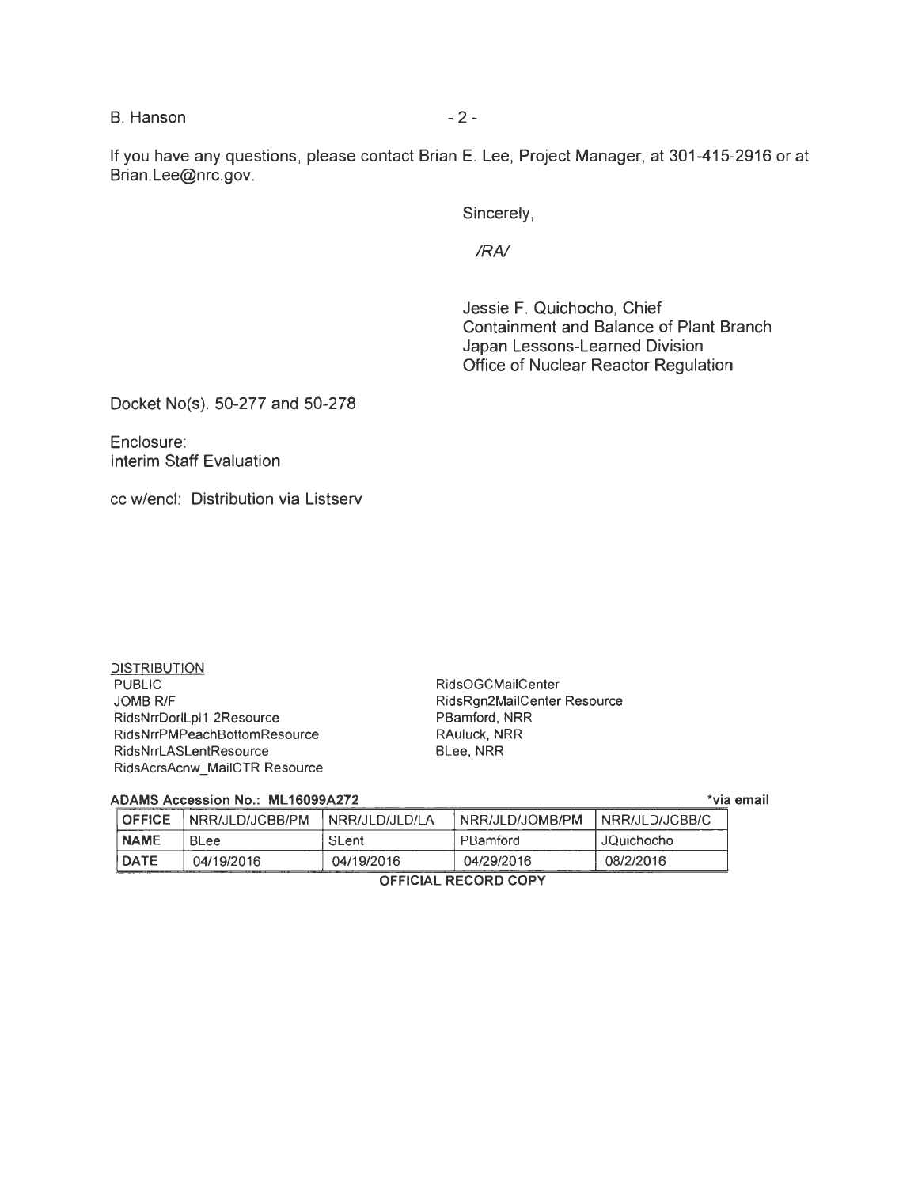If you have any questions, please contact Brian E. Lee, Project Manager, at 301-415-2916 or at Brian.Lee@nrc.gov.

Sincerely,

/RA/

Jessie F. Quichocho, Chief
Containment and Balance of Plant Branch
Japan Lessons-Learned Division
Office of Nuclear Reactor Regulation

Docket No(s). 50-277 and 50-278

Enclosure:
Interim Staff Evaluation

cc w/encl: Distribution via Listserv

DISTRIBUTION
PUBLIC
JOMB R/F
RidsNrrDorlLpl1-2Resource
RidsNrrPMPeachBottomResource
RidsNrrLASLentResource
RidsAcrsAcnw_MailCTR Resource
RidsOGCMailCenter
RidsRgn2MailCenter Resource
PBamford, NRR
RAuluck, NRR
BLee, NRR

**ADAMS Accession No.: ML16099A272** *via email

| OFFICE | NRR/JLD/JCBB/PM | NRR/JLD/JLD/LA | NRR/JLD/JOMB/PM | NRR/JLD/JCBB/C |
|---|---|---|---|---|
| NAME | BLee | SLent | PBamford | JQuichocho |
| DATE | 04/19/2016 | 04/19/2016 | 04/29/2016 | 08/2/2016 |

**OFFICIAL RECORD COPY**